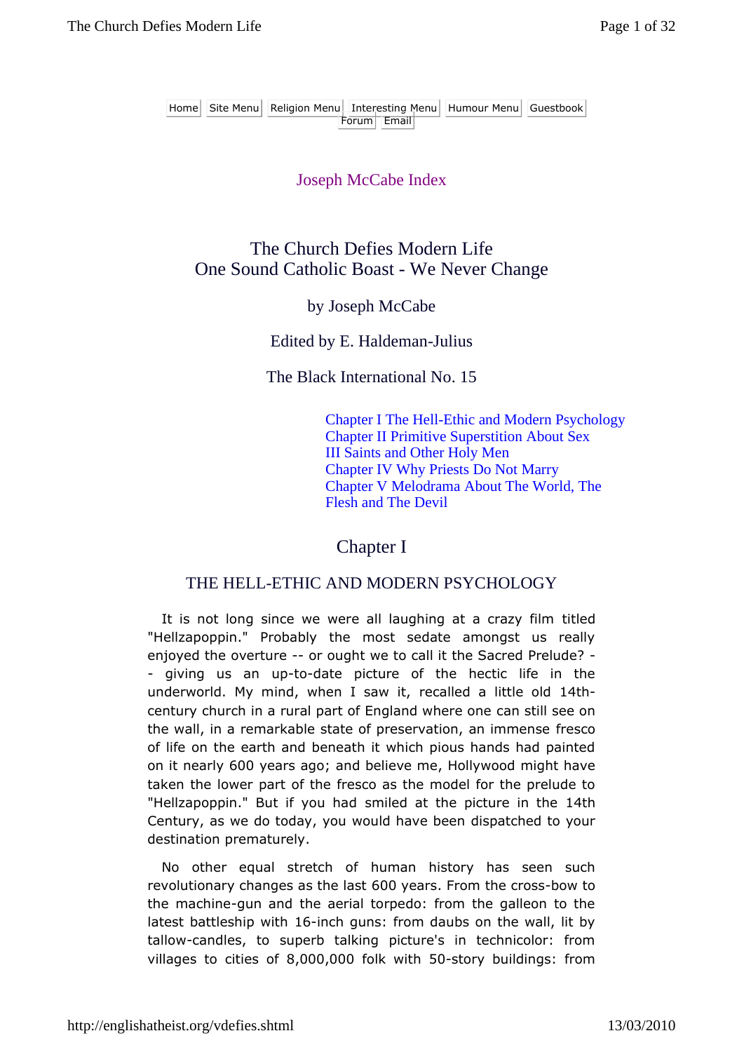Home | Site Menu | Religion Menu | Interesting Menu | Humour Menu | Guestbook | Forum | Email

Joseph McCabe Index

# The Church Defies Modern Life
## One Sound Catholic Boast - We Never Change

by Joseph McCabe

Edited by E. Haldeman-Julius

The Black International No. 15

- Chapter I The Hell-Ethic and Modern Psychology
- Chapter II Primitive Superstition About Sex
- III Saints and Other Holy Men
- Chapter IV Why Priests Do Not Marry
- Chapter V Melodrama About The World, The Flesh and The Devil

## Chapter I

### THE HELL-ETHIC AND MODERN PSYCHOLOGY

It is not long since we were all laughing at a crazy film titled "Hellzapoppin." Probably the most sedate amongst us really enjoyed the overture -- or ought we to call it the Sacred Prelude? -- giving us an up-to-date picture of the hectic life in the underworld. My mind, when I saw it, recalled a little old 14th-century church in a rural part of England where one can still see on the wall, in a remarkable state of preservation, an immense fresco of life on the earth and beneath it which pious hands had painted on it nearly 600 years ago; and believe me, Hollywood might have taken the lower part of the fresco as the model for the prelude to "Hellzapoppin." But if you had smiled at the picture in the 14th Century, as we do today, you would have been dispatched to your destination prematurely.

No other equal stretch of human history has seen such revolutionary changes as the last 600 years. From the cross-bow to the machine-gun and the aerial torpedo: from the galleon to the latest battleship with 16-inch guns: from daubs on the wall, lit by tallow-candles, to superb talking picture's in technicolor: from villages to cities of 8,000,000 folk with 50-story buildings: from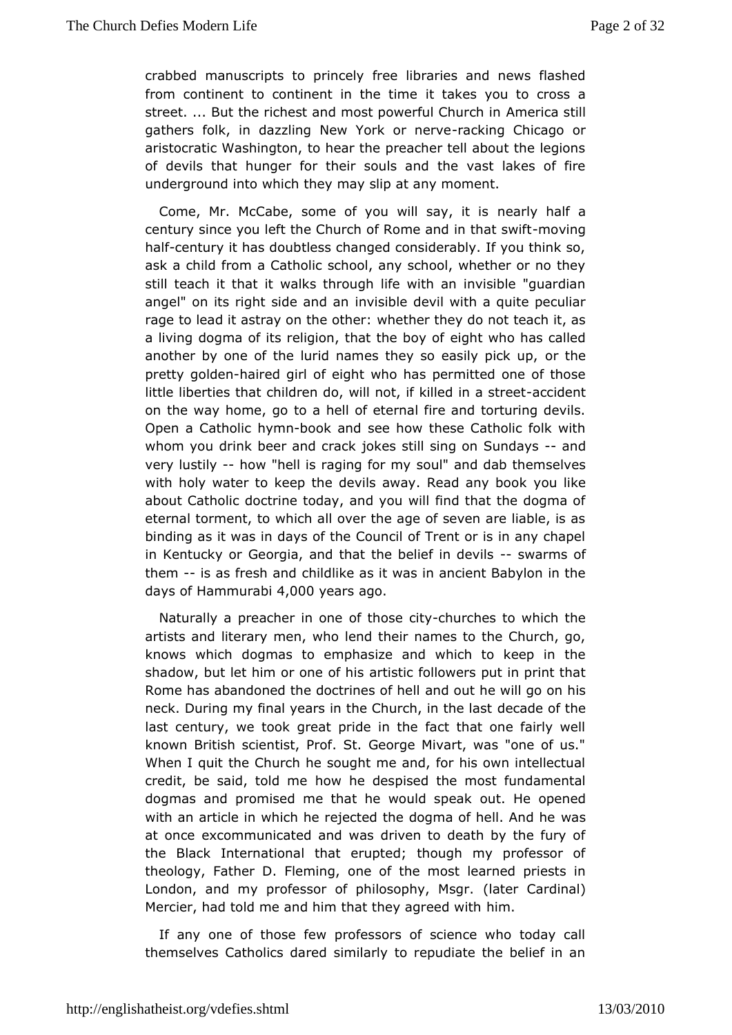crabbed manuscripts to princely free libraries and news flashed from continent to continent in the time it takes you to cross a street. ... But the richest and most powerful Church in America still gathers folk, in dazzling New York or nerve-racking Chicago or aristocratic Washington, to hear the preacher tell about the legions of devils that hunger for their souls and the vast lakes of fire underground into which they may slip at any moment.

Come, Mr. McCabe, some of you will say, it is nearly half a century since you left the Church of Rome and in that swift-moving half-century it has doubtless changed considerably. If you think so, ask a child from a Catholic school, any school, whether or no they still teach it that it walks through life with an invisible "guardian angel" on its right side and an invisible devil with a quite peculiar rage to lead it astray on the other: whether they do not teach it, as a living dogma of its religion, that the boy of eight who has called another by one of the lurid names they so easily pick up, or the pretty golden-haired girl of eight who has permitted one of those little liberties that children do, will not, if killed in a street-accident on the way home, go to a hell of eternal fire and torturing devils. Open a Catholic hymn-book and see how these Catholic folk with whom you drink beer and crack jokes still sing on Sundays -- and very lustily -- how "hell is raging for my soul" and dab themselves with holy water to keep the devils away. Read any book you like about Catholic doctrine today, and you will find that the dogma of eternal torment, to which all over the age of seven are liable, is as binding as it was in days of the Council of Trent or is in any chapel in Kentucky or Georgia, and that the belief in devils -- swarms of them -- is as fresh and childlike as it was in ancient Babylon in the days of Hammurabi 4,000 years ago.

Naturally a preacher in one of those city-churches to which the artists and literary men, who lend their names to the Church, go, knows which dogmas to emphasize and which to keep in the shadow, but let him or one of his artistic followers put in print that Rome has abandoned the doctrines of hell and out he will go on his neck. During my final years in the Church, in the last decade of the last century, we took great pride in the fact that one fairly well known British scientist, Prof. St. George Mivart, was "one of us." When I quit the Church he sought me and, for his own intellectual credit, be said, told me how he despised the most fundamental dogmas and promised me that he would speak out. He opened with an article in which he rejected the dogma of hell. And he was at once excommunicated and was driven to death by the fury of the Black International that erupted; though my professor of theology, Father D. Fleming, one of the most learned priests in London, and my professor of philosophy, Msgr. (later Cardinal) Mercier, had told me and him that they agreed with him.

If any one of those few professors of science who today call themselves Catholics dared similarly to repudiate the belief in an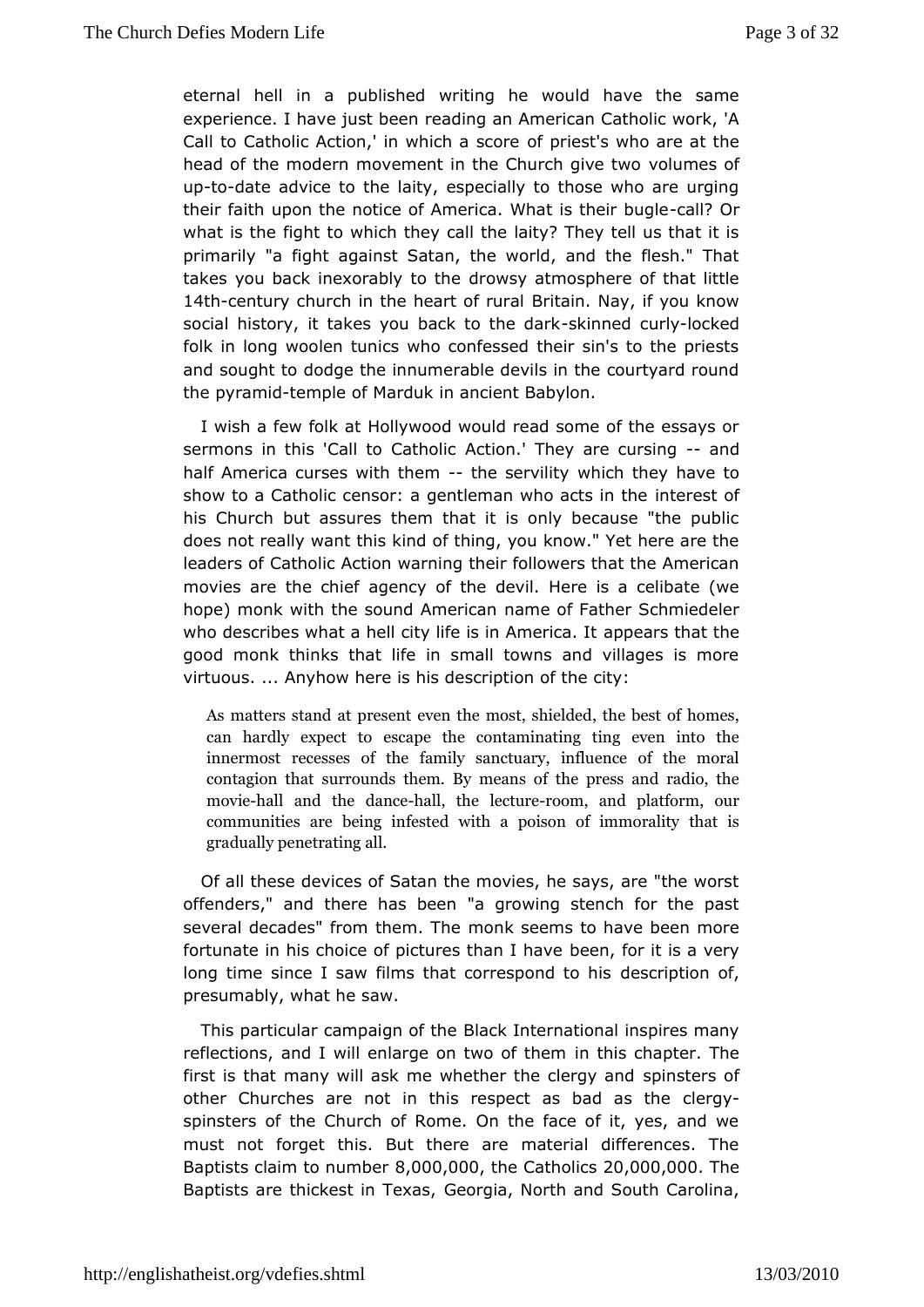eternal hell in a published writing he would have the same experience. I have just been reading an American Catholic work, 'A Call to Catholic Action,' in which a score of priest's who are at the head of the modern movement in the Church give two volumes of up-to-date advice to the laity, especially to those who are urging their faith upon the notice of America. What is their bugle-call? Or what is the fight to which they call the laity? They tell us that it is primarily "a fight against Satan, the world, and the flesh." That takes you back inexorably to the drowsy atmosphere of that little 14th-century church in the heart of rural Britain. Nay, if you know social history, it takes you back to the dark-skinned curly-locked folk in long woolen tunics who confessed their sin's to the priests and sought to dodge the innumerable devils in the courtyard round the pyramid-temple of Marduk in ancient Babylon.

I wish a few folk at Hollywood would read some of the essays or sermons in this 'Call to Catholic Action.' They are cursing -- and half America curses with them -- the servility which they have to show to a Catholic censor: a gentleman who acts in the interest of his Church but assures them that it is only because "the public does not really want this kind of thing, you know." Yet here are the leaders of Catholic Action warning their followers that the American movies are the chief agency of the devil. Here is a celibate (we hope) monk with the sound American name of Father Schmiedeler who describes what a hell city life is in America. It appears that the good monk thinks that life in small towns and villages is more virtuous. ... Anyhow here is his description of the city:

> As matters stand at present even the most, shielded, the best of homes, can hardly expect to escape the contaminating ting even into the innermost recesses of the family sanctuary, influence of the moral contagion that surrounds them. By means of the press and radio, the movie-hall and the dance-hall, the lecture-room, and platform, our communities are being infested with a poison of immorality that is gradually penetrating all.

Of all these devices of Satan the movies, he says, are "the worst offenders," and there has been "a growing stench for the past several decades" from them. The monk seems to have been more fortunate in his choice of pictures than I have been, for it is a very long time since I saw films that correspond to his description of, presumably, what he saw.

This particular campaign of the Black International inspires many reflections, and I will enlarge on two of them in this chapter. The first is that many will ask me whether the clergy and spinsters of other Churches are not in this respect as bad as the clergy-spinsters of the Church of Rome. On the face of it, yes, and we must not forget this. But there are material differences. The Baptists claim to number 8,000,000, the Catholics 20,000,000. The Baptists are thickest in Texas, Georgia, North and South Carolina,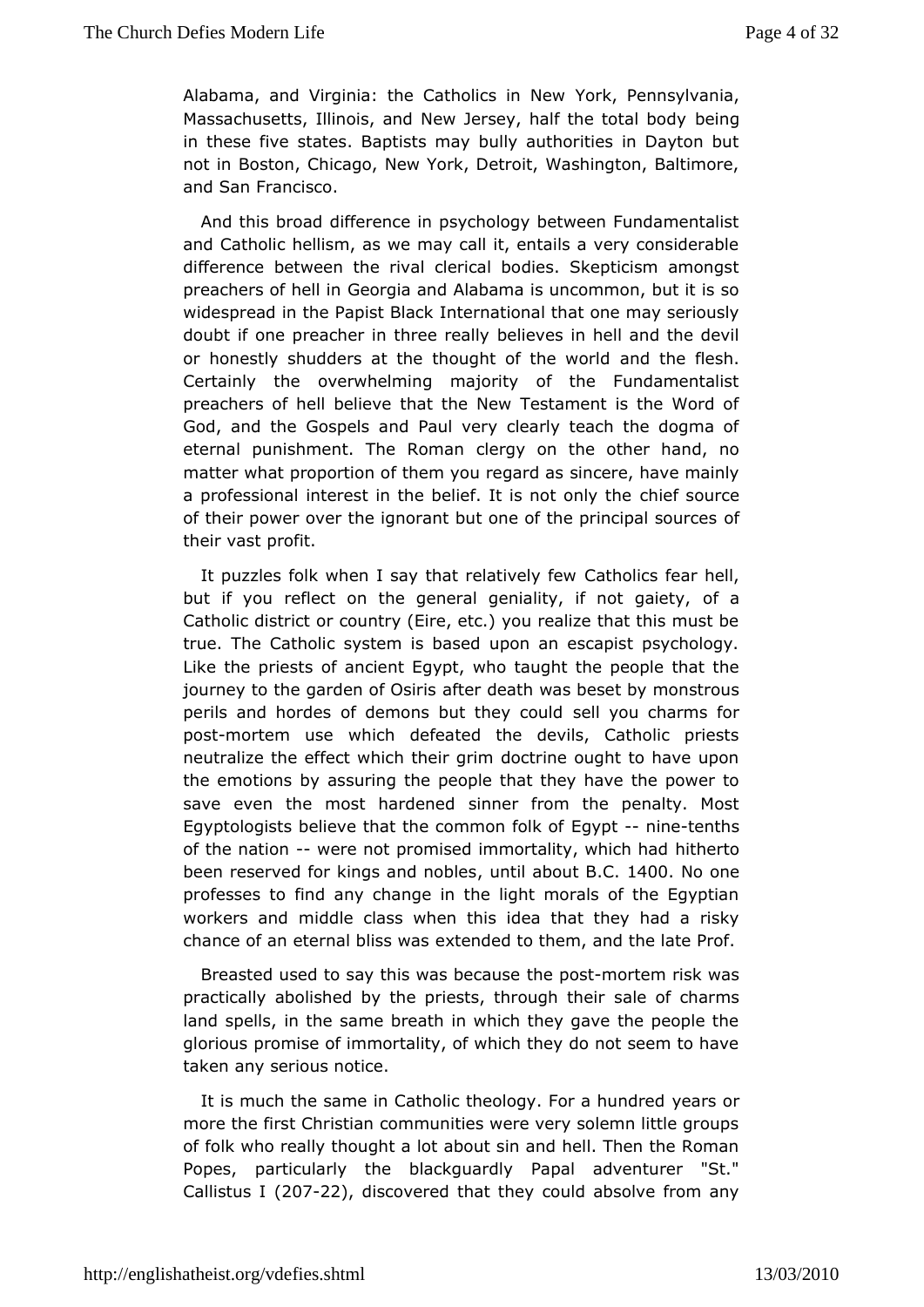Alabama, and Virginia: the Catholics in New York, Pennsylvania, Massachusetts, Illinois, and New Jersey, half the total body being in these five states. Baptists may bully authorities in Dayton but not in Boston, Chicago, New York, Detroit, Washington, Baltimore, and San Francisco.

And this broad difference in psychology between Fundamentalist and Catholic hellism, as we may call it, entails a very considerable difference between the rival clerical bodies. Skepticism amongst preachers of hell in Georgia and Alabama is uncommon, but it is so widespread in the Papist Black International that one may seriously doubt if one preacher in three really believes in hell and the devil or honestly shudders at the thought of the world and the flesh. Certainly the overwhelming majority of the Fundamentalist preachers of hell believe that the New Testament is the Word of God, and the Gospels and Paul very clearly teach the dogma of eternal punishment. The Roman clergy on the other hand, no matter what proportion of them you regard as sincere, have mainly a professional interest in the belief. It is not only the chief source of their power over the ignorant but one of the principal sources of their vast profit.

It puzzles folk when I say that relatively few Catholics fear hell, but if you reflect on the general geniality, if not gaiety, of a Catholic district or country (Eire, etc.) you realize that this must be true. The Catholic system is based upon an escapist psychology. Like the priests of ancient Egypt, who taught the people that the journey to the garden of Osiris after death was beset by monstrous perils and hordes of demons but they could sell you charms for post-mortem use which defeated the devils, Catholic priests neutralize the effect which their grim doctrine ought to have upon the emotions by assuring the people that they have the power to save even the most hardened sinner from the penalty. Most Egyptologists believe that the common folk of Egypt -- nine-tenths of the nation -- were not promised immortality, which had hitherto been reserved for kings and nobles, until about B.C. 1400. No one professes to find any change in the light morals of the Egyptian workers and middle class when this idea that they had a risky chance of an eternal bliss was extended to them, and the late Prof. Breasted used to say this was because the post-mortem risk was practically abolished by the priests, through their sale of charms land spells, in the same breath in which they gave the people the glorious promise of immortality, of which they do not seem to have taken any serious notice.

It is much the same in Catholic theology. For a hundred years or more the first Christian communities were very solemn little groups of folk who really thought a lot about sin and hell. Then the Roman Popes, particularly the blackguardly Papal adventurer "St." Callistus I (207-22), discovered that they could absolve from any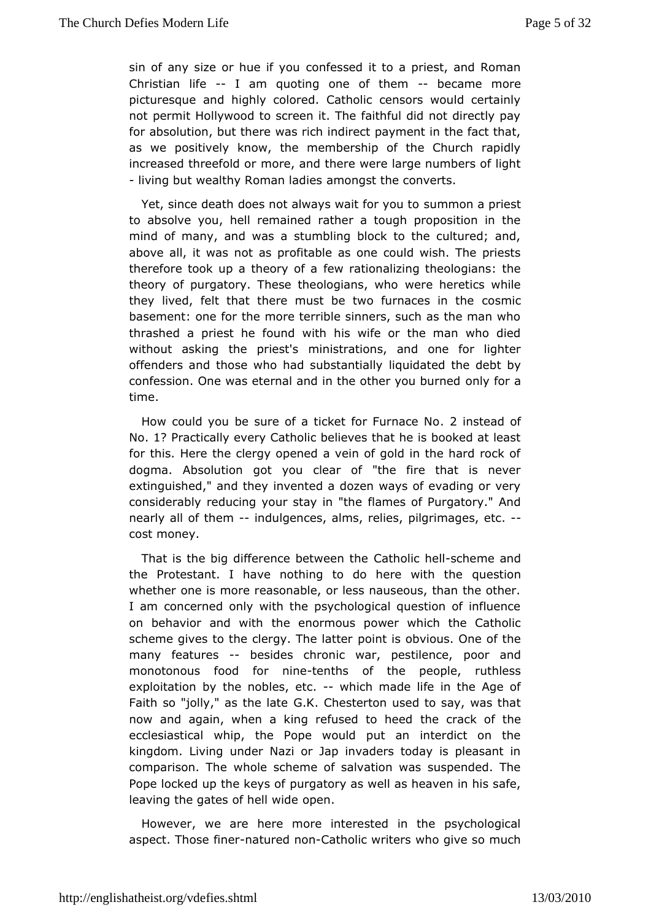sin of any size or hue if you confessed it to a priest, and Roman Christian life -- I am quoting one of them -- became more picturesque and highly colored. Catholic censors would certainly not permit Hollywood to screen it. The faithful did not directly pay for absolution, but there was rich indirect payment in the fact that, as we positively know, the membership of the Church rapidly increased threefold or more, and there were large numbers of light - living but wealthy Roman ladies amongst the converts.

Yet, since death does not always wait for you to summon a priest to absolve you, hell remained rather a tough proposition in the mind of many, and was a stumbling block to the cultured; and, above all, it was not as profitable as one could wish. The priests therefore took up a theory of a few rationalizing theologians: the theory of purgatory. These theologians, who were heretics while they lived, felt that there must be two furnaces in the cosmic basement: one for the more terrible sinners, such as the man who thrashed a priest he found with his wife or the man who died without asking the priest's ministrations, and one for lighter offenders and those who had substantially liquidated the debt by confession. One was eternal and in the other you burned only for a time.

How could you be sure of a ticket for Furnace No. 2 instead of No. 1? Practically every Catholic believes that he is booked at least for this. Here the clergy opened a vein of gold in the hard rock of dogma. Absolution got you clear of "the fire that is never extinguished," and they invented a dozen ways of evading or very considerably reducing your stay in "the flames of Purgatory." And nearly all of them -- indulgences, alms, relics, pilgrimages, etc. -- cost money.

That is the big difference between the Catholic hell-scheme and the Protestant. I have nothing to do here with the question whether one is more reasonable, or less nauseous, than the other. I am concerned only with the psychological question of influence on behavior and with the enormous power which the Catholic scheme gives to the clergy. The latter point is obvious. One of the many features -- besides chronic war, pestilence, poor and monotonous food for nine-tenths of the people, ruthless exploitation by the nobles, etc. -- which made life in the Age of Faith so "jolly," as the late G.K. Chesterton used to say, was that now and again, when a king refused to heed the crack of the ecclesiastical whip, the Pope would put an interdict on the kingdom. Living under Nazi or Jap invaders today is pleasant in comparison. The whole scheme of salvation was suspended. The Pope locked up the keys of purgatory as well as heaven in his safe, leaving the gates of hell wide open.

However, we are here more interested in the psychological aspect. Those finer-natured non-Catholic writers who give so much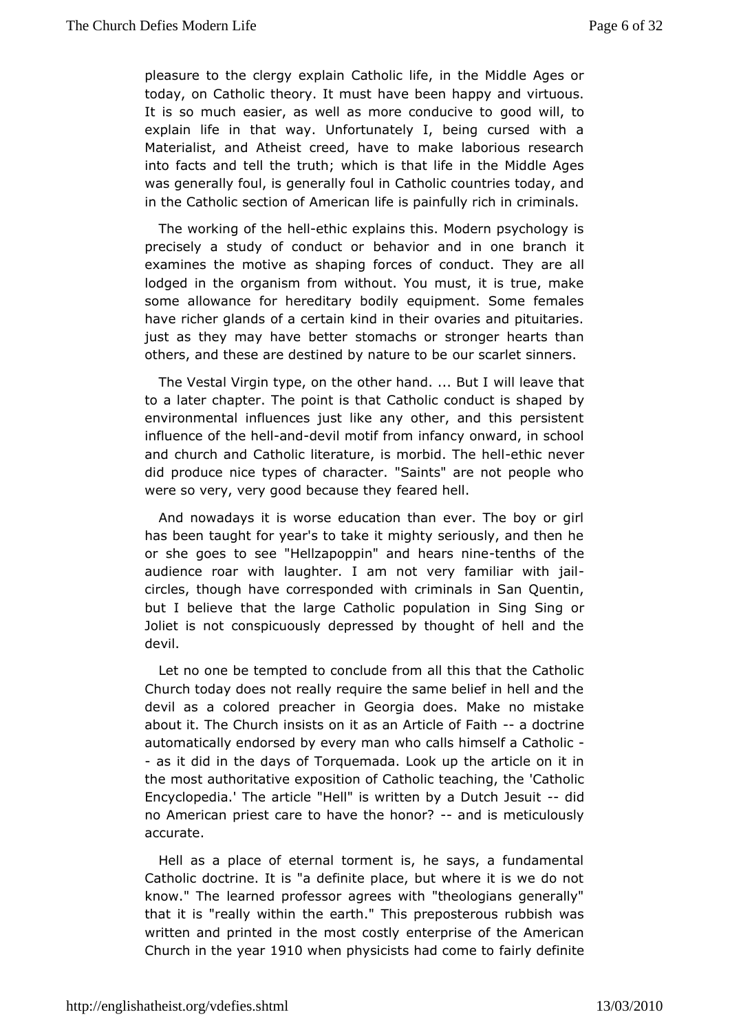pleasure to the clergy explain Catholic life, in the Middle Ages or today, on Catholic theory. It must have been happy and virtuous. It is so much easier, as well as more conducive to good will, to explain life in that way. Unfortunately I, being cursed with a Materialist, and Atheist creed, have to make laborious research into facts and tell the truth; which is that life in the Middle Ages was generally foul, is generally foul in Catholic countries today, and in the Catholic section of American life is painfully rich in criminals.

The working of the hell-ethic explains this. Modern psychology is precisely a study of conduct or behavior and in one branch it examines the motive as shaping forces of conduct. They are all lodged in the organism from without. You must, it is true, make some allowance for hereditary bodily equipment. Some females have richer glands of a certain kind in their ovaries and pituitaries. just as they may have better stomachs or stronger hearts than others, and these are destined by nature to be our scarlet sinners.

The Vestal Virgin type, on the other hand. ... But I will leave that to a later chapter. The point is that Catholic conduct is shaped by environmental influences just like any other, and this persistent influence of the hell-and-devil motif from infancy onward, in school and church and Catholic literature, is morbid. The hell-ethic never did produce nice types of character. "Saints" are not people who were so very, very good because they feared hell.

And nowadays it is worse education than ever. The boy or girl has been taught for year's to take it mighty seriously, and then he or she goes to see "Hellzapoppin" and hears nine-tenths of the audience roar with laughter. I am not very familiar with jail-circles, though have corresponded with criminals in San Quentin, but I believe that the large Catholic population in Sing Sing or Joliet is not conspicuously depressed by thought of hell and the devil.

Let no one be tempted to conclude from all this that the Catholic Church today does not really require the same belief in hell and the devil as a colored preacher in Georgia does. Make no mistake about it. The Church insists on it as an Article of Faith -- a doctrine automatically endorsed by every man who calls himself a Catholic -- as it did in the days of Torquemada. Look up the article on it in the most authoritative exposition of Catholic teaching, the 'Catholic Encyclopedia.' The article "Hell" is written by a Dutch Jesuit -- did no American priest care to have the honor? -- and is meticulously accurate.

Hell as a place of eternal torment is, he says, a fundamental Catholic doctrine. It is "a definite place, but where it is we do not know." The learned professor agrees with "theologians generally" that it is "really within the earth." This preposterous rubbish was written and printed in the most costly enterprise of the American Church in the year 1910 when physicists had come to fairly definite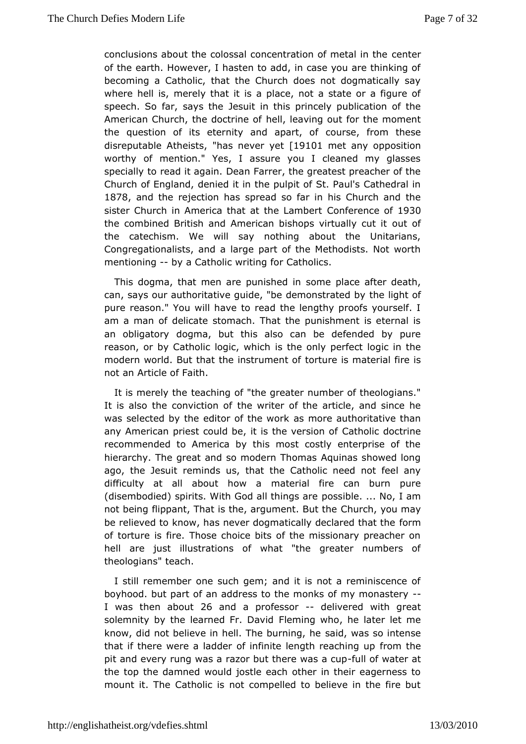conclusions about the colossal concentration of metal in the center of the earth. However, I hasten to add, in case you are thinking of becoming a Catholic, that the Church does not dogmatically say where hell is, merely that it is a place, not a state or a figure of speech. So far, says the Jesuit in this princely publication of the American Church, the doctrine of hell, leaving out for the moment the question of its eternity and apart, of course, from these disreputable Atheists, "has never yet [19101 met any opposition worthy of mention." Yes, I assure you I cleaned my glasses specially to read it again. Dean Farrer, the greatest preacher of the Church of England, denied it in the pulpit of St. Paul's Cathedral in 1878, and the rejection has spread so far in his Church and the sister Church in America that at the Lambert Conference of 1930 the combined British and American bishops virtually cut it out of the catechism. We will say nothing about the Unitarians, Congregationalists, and a large part of the Methodists. Not worth mentioning -- by a Catholic writing for Catholics.

This dogma, that men are punished in some place after death, can, says our authoritative guide, "be demonstrated by the light of pure reason." You will have to read the lengthy proofs yourself. I am a man of delicate stomach. That the punishment is eternal is an obligatory dogma, but this also can be defended by pure reason, or by Catholic logic, which is the only perfect logic in the modern world. But that the instrument of torture is material fire is not an Article of Faith.

It is merely the teaching of "the greater number of theologians." It is also the conviction of the writer of the article, and since he was selected by the editor of the work as more authoritative than any American priest could be, it is the version of Catholic doctrine recommended to America by this most costly enterprise of the hierarchy. The great and so modern Thomas Aquinas showed long ago, the Jesuit reminds us, that the Catholic need not feel any difficulty at all about how a material fire can burn pure (disembodied) spirits. With God all things are possible. ... No, I am not being flippant, That is the, argument. But the Church, you may be relieved to know, has never dogmatically declared that the form of torture is fire. Those choice bits of the missionary preacher on hell are just illustrations of what "the greater numbers of theologians" teach.

I still remember one such gem; and it is not a reminiscence of boyhood. but part of an address to the monks of my monastery -- I was then about 26 and a professor -- delivered with great solemnity by the learned Fr. David Fleming who, he later let me know, did not believe in hell. The burning, he said, was so intense that if there were a ladder of infinite length reaching up from the pit and every rung was a razor but there was a cup-full of water at the top the damned would jostle each other in their eagerness to mount it. The Catholic is not compelled to believe in the fire but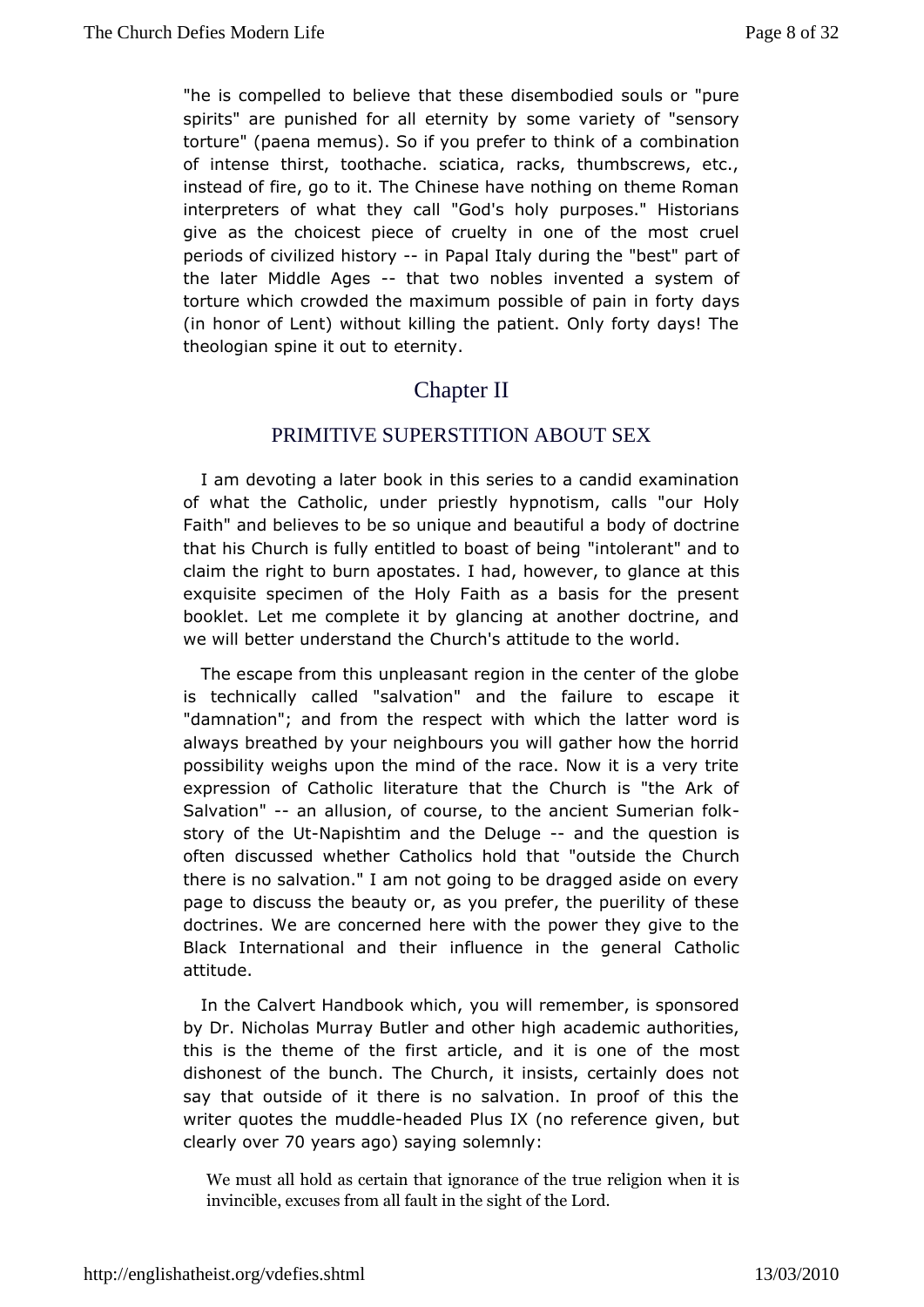"he is compelled to believe that these disembodied souls or "pure spirits" are punished for all eternity by some variety of "sensory torture" (paena memus). So if you prefer to think of a combination of intense thirst, toothache. sciatica, racks, thumbscrews, etc., instead of fire, go to it. The Chinese have nothing on theme Roman interpreters of what they call "God's holy purposes." Historians give as the choicest piece of cruelty in one of the most cruel periods of civilized history -- in Papal Italy during the "best" part of the later Middle Ages -- that two nobles invented a system of torture which crowded the maximum possible of pain in forty days (in honor of Lent) without killing the patient. Only forty days! The theologian spine it out to eternity.

# Chapter II

## PRIMITIVE SUPERSTITION ABOUT SEX

I am devoting a later book in this series to a candid examination of what the Catholic, under priestly hypnotism, calls "our Holy Faith" and believes to be so unique and beautiful a body of doctrine that his Church is fully entitled to boast of being "intolerant" and to claim the right to burn apostates. I had, however, to glance at this exquisite specimen of the Holy Faith as a basis for the present booklet. Let me complete it by glancing at another doctrine, and we will better understand the Church's attitude to the world.

The escape from this unpleasant region in the center of the globe is technically called "salvation" and the failure to escape it "damnation"; and from the respect with which the latter word is always breathed by your neighbours you will gather how the horrid possibility weighs upon the mind of the race. Now it is a very trite expression of Catholic literature that the Church is "the Ark of Salvation" -- an allusion, of course, to the ancient Sumerian folk-story of the Ut-Napishtim and the Deluge -- and the question is often discussed whether Catholics hold that "outside the Church there is no salvation." I am not going to be dragged aside on every page to discuss the beauty or, as you prefer, the puerility of these doctrines. We are concerned here with the power they give to the Black International and their influence in the general Catholic attitude.

In the Calvert Handbook which, you will remember, is sponsored by Dr. Nicholas Murray Butler and other high academic authorities, this is the theme of the first article, and it is one of the most dishonest of the bunch. The Church, it insists, certainly does not say that outside of it there is no salvation. In proof of this the writer quotes the muddle-headed Plus IX (no reference given, but clearly over 70 years ago) saying solemnly:

> We must all hold as certain that ignorance of the true religion when it is invincible, excuses from all fault in the sight of the Lord.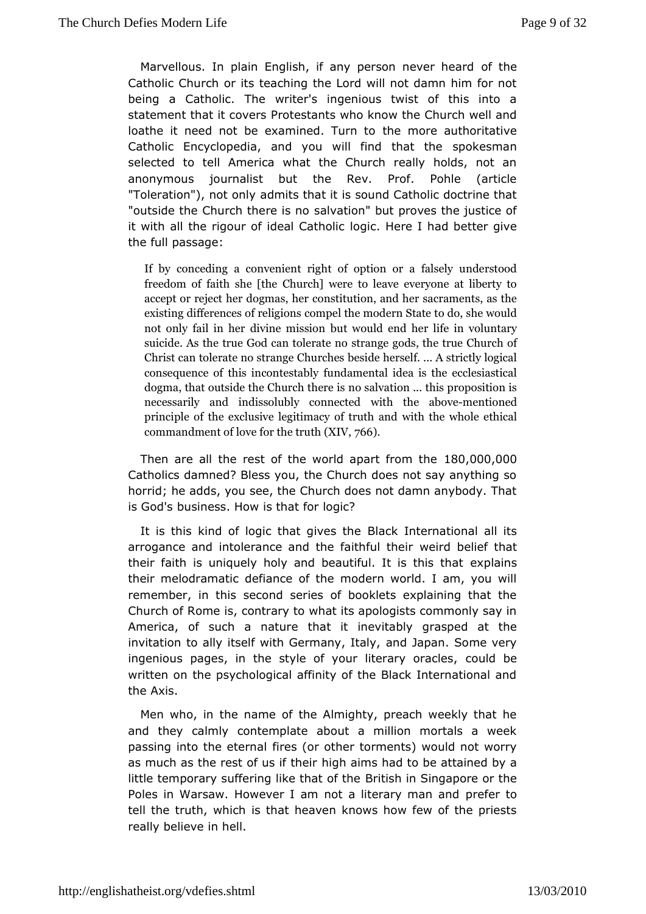Marvellous. In plain English, if any person never heard of the Catholic Church or its teaching the Lord will not damn him for not being a Catholic. The writer's ingenious twist of this into a statement that it covers Protestants who know the Church well and loathe it need not be examined. Turn to the more authoritative Catholic Encyclopedia, and you will find that the spokesman selected to tell America what the Church really holds, not an anonymous journalist but the Rev. Prof. Pohle (article "Toleration"), not only admits that it is sound Catholic doctrine that "outside the Church there is no salvation" but proves the justice of it with all the rigour of ideal Catholic logic. Here I had better give the full passage:

> If by conceding a convenient right of option or a falsely understood freedom of faith she [the Church] were to leave everyone at liberty to accept or reject her dogmas, her constitution, and her sacraments, as the existing differences of religions compel the modern State to do, she would not only fail in her divine mission but would end her life in voluntary suicide. As the true God can tolerate no strange gods, the true Church of Christ can tolerate no strange Churches beside herself. ... A strictly logical consequence of this incontestably fundamental idea is the ecclesiastical dogma, that outside the Church there is no salvation ... this proposition is necessarily and indissolubly connected with the above-mentioned principle of the exclusive legitimacy of truth and with the whole ethical commandment of love for the truth (XIV, 766).

Then are all the rest of the world apart from the 180,000,000 Catholics damned? Bless you, the Church does not say anything so horrid; he adds, you see, the Church does not damn anybody. That is God's business. How is that for logic?

It is this kind of logic that gives the Black International all its arrogance and intolerance and the faithful their weird belief that their faith is uniquely holy and beautiful. It is this that explains their melodramatic defiance of the modern world. I am, you will remember, in this second series of booklets explaining that the Church of Rome is, contrary to what its apologists commonly say in America, of such a nature that it inevitably grasped at the invitation to ally itself with Germany, Italy, and Japan. Some very ingenious pages, in the style of your literary oracles, could be written on the psychological affinity of the Black International and the Axis.

Men who, in the name of the Almighty, preach weekly that he and they calmly contemplate about a million mortals a week passing into the eternal fires (or other torments) would not worry as much as the rest of us if their high aims had to be attained by a little temporary suffering like that of the British in Singapore or the Poles in Warsaw. However I am not a literary man and prefer to tell the truth, which is that heaven knows how few of the priests really believe in hell.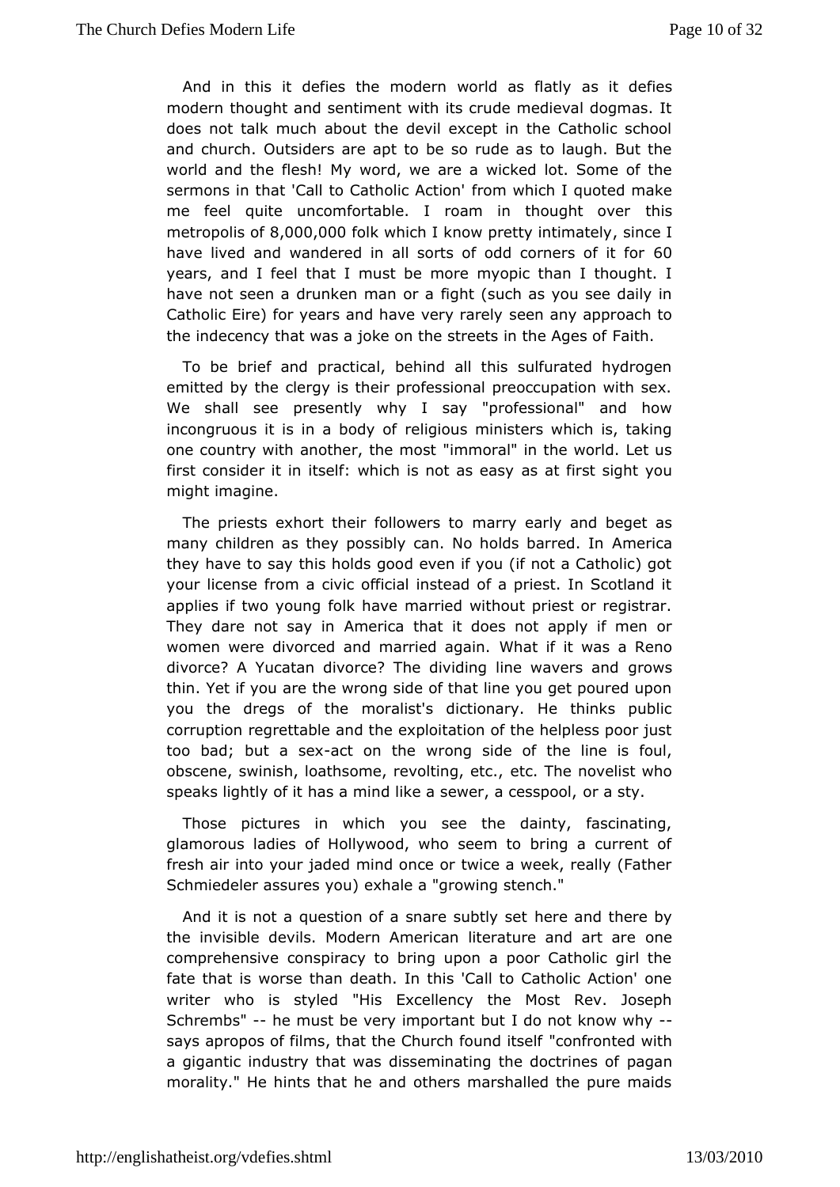And in this it defies the modern world as flatly as it defies modern thought and sentiment with its crude medieval dogmas. It does not talk much about the devil except in the Catholic school and church. Outsiders are apt to be so rude as to laugh. But the world and the flesh! My word, we are a wicked lot. Some of the sermons in that 'Call to Catholic Action' from which I quoted make me feel quite uncomfortable. I roam in thought over this metropolis of 8,000,000 folk which I know pretty intimately, since I have lived and wandered in all sorts of odd corners of it for 60 years, and I feel that I must be more myopic than I thought. I have not seen a drunken man or a fight (such as you see daily in Catholic Eire) for years and have very rarely seen any approach to the indecency that was a joke on the streets in the Ages of Faith.

To be brief and practical, behind all this sulfurated hydrogen emitted by the clergy is their professional preoccupation with sex. We shall see presently why I say "professional" and how incongruous it is in a body of religious ministers which is, taking one country with another, the most "immoral" in the world. Let us first consider it in itself: which is not as easy as at first sight you might imagine.

The priests exhort their followers to marry early and beget as many children as they possibly can. No holds barred. In America they have to say this holds good even if you (if not a Catholic) got your license from a civic official instead of a priest. In Scotland it applies if two young folk have married without priest or registrar. They dare not say in America that it does not apply if men or women were divorced and married again. What if it was a Reno divorce? A Yucatan divorce? The dividing line wavers and grows thin. Yet if you are the wrong side of that line you get poured upon you the dregs of the moralist's dictionary. He thinks public corruption regrettable and the exploitation of the helpless poor just too bad; but a sex-act on the wrong side of the line is foul, obscene, swinish, loathsome, revolting, etc., etc. The novelist who speaks lightly of it has a mind like a sewer, a cesspool, or a sty.

Those pictures in which you see the dainty, fascinating, glamorous ladies of Hollywood, who seem to bring a current of fresh air into your jaded mind once or twice a week, really (Father Schmiedeler assures you) exhale a "growing stench."

And it is not a question of a snare subtly set here and there by the invisible devils. Modern American literature and art are one comprehensive conspiracy to bring upon a poor Catholic girl the fate that is worse than death. In this 'Call to Catholic Action' one writer who is styled "His Excellency the Most Rev. Joseph Schrembs" -- he must be very important but I do not know why -- says apropos of films, that the Church found itself "confronted with a gigantic industry that was disseminating the doctrines of pagan morality." He hints that he and others marshalled the pure maids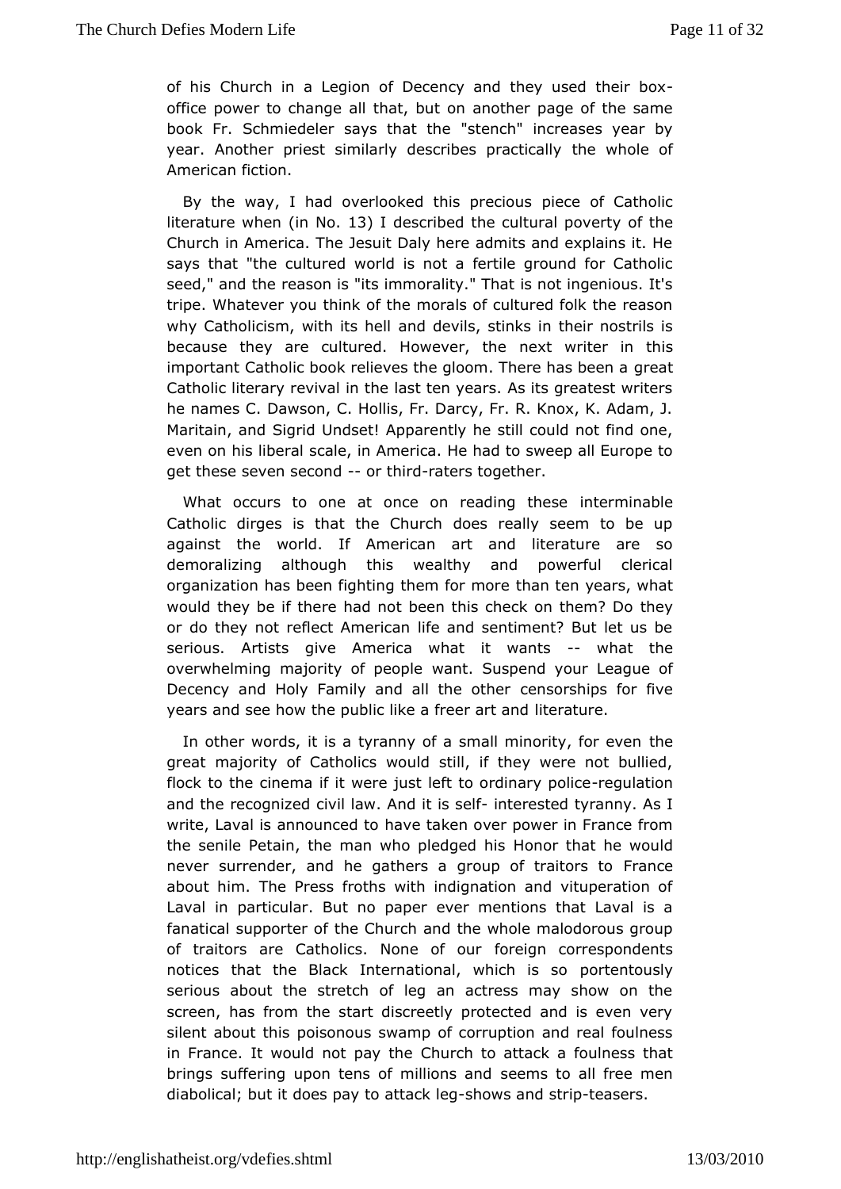of his Church in a Legion of Decency and they used their box-office power to change all that, but on another page of the same book Fr. Schmiedeler says that the "stench" increases year by year. Another priest similarly describes practically the whole of American fiction.

By the way, I had overlooked this precious piece of Catholic literature when (in No. 13) I described the cultural poverty of the Church in America. The Jesuit Daly here admits and explains it. He says that "the cultured world is not a fertile ground for Catholic seed," and the reason is "its immorality." That is not ingenious. It's tripe. Whatever you think of the morals of cultured folk the reason why Catholicism, with its hell and devils, stinks in their nostrils is because they are cultured. However, the next writer in this important Catholic book relieves the gloom. There has been a great Catholic literary revival in the last ten years. As its greatest writers he names C. Dawson, C. Hollis, Fr. Darcy, Fr. R. Knox, K. Adam, J. Maritain, and Sigrid Undset! Apparently he still could not find one, even on his liberal scale, in America. He had to sweep all Europe to get these seven second -- or third-raters together.

What occurs to one at once on reading these interminable Catholic dirges is that the Church does really seem to be up against the world. If American art and literature are so demoralizing although this wealthy and powerful clerical organization has been fighting them for more than ten years, what would they be if there had not been this check on them? Do they or do they not reflect American life and sentiment? But let us be serious. Artists give America what it wants -- what the overwhelming majority of people want. Suspend your League of Decency and Holy Family and all the other censorships for five years and see how the public like a freer art and literature.

In other words, it is a tyranny of a small minority, for even the great majority of Catholics would still, if they were not bullied, flock to the cinema if it were just left to ordinary police-regulation and the recognized civil law. And it is self- interested tyranny. As I write, Laval is announced to have taken over power in France from the senile Petain, the man who pledged his Honor that he would never surrender, and he gathers a group of traitors to France about him. The Press froths with indignation and vituperation of Laval in particular. But no paper ever mentions that Laval is a fanatical supporter of the Church and the whole malodorous group of traitors are Catholics. None of our foreign correspondents notices that the Black International, which is so portentously serious about the stretch of leg an actress may show on the screen, has from the start discreetly protected and is even very silent about this poisonous swamp of corruption and real foulness in France. It would not pay the Church to attack a foulness that brings suffering upon tens of millions and seems to all free men diabolical; but it does pay to attack leg-shows and strip-teasers.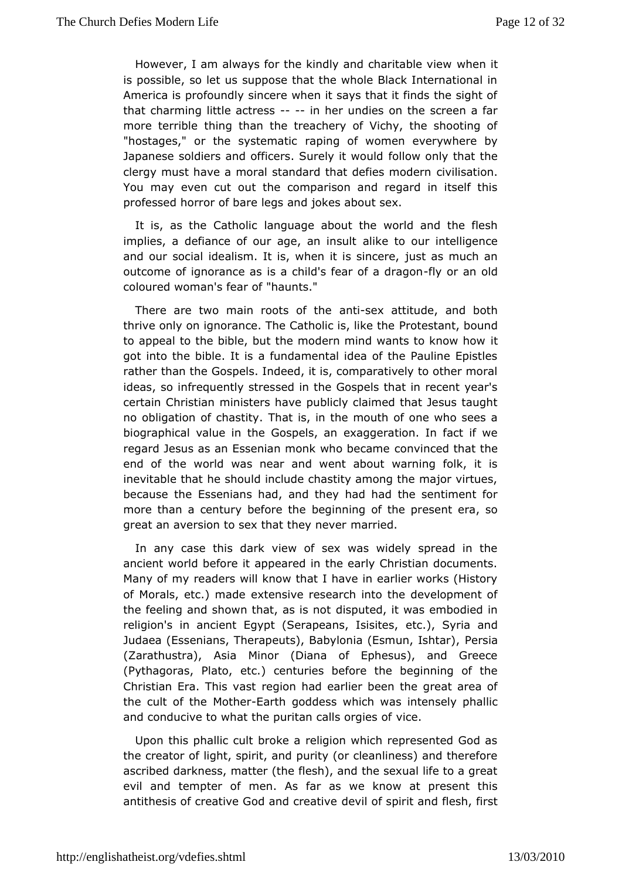However, I am always for the kindly and charitable view when it is possible, so let us suppose that the whole Black International in America is profoundly sincere when it says that it finds the sight of that charming little actress -- -- in her undies on the screen a far more terrible thing than the treachery of Vichy, the shooting of "hostages," or the systematic raping of women everywhere by Japanese soldiers and officers. Surely it would follow only that the clergy must have a moral standard that defies modern civilisation. You may even cut out the comparison and regard in itself this professed horror of bare legs and jokes about sex.

It is, as the Catholic language about the world and the flesh implies, a defiance of our age, an insult alike to our intelligence and our social idealism. It is, when it is sincere, just as much an outcome of ignorance as is a child's fear of a dragon-fly or an old coloured woman's fear of "haunts."

There are two main roots of the anti-sex attitude, and both thrive only on ignorance. The Catholic is, like the Protestant, bound to appeal to the bible, but the modern mind wants to know how it got into the bible. It is a fundamental idea of the Pauline Epistles rather than the Gospels. Indeed, it is, comparatively to other moral ideas, so infrequently stressed in the Gospels that in recent year's certain Christian ministers have publicly claimed that Jesus taught no obligation of chastity. That is, in the mouth of one who sees a biographical value in the Gospels, an exaggeration. In fact if we regard Jesus as an Essenian monk who became convinced that the end of the world was near and went about warning folk, it is inevitable that he should include chastity among the major virtues, because the Essenians had, and they had had the sentiment for more than a century before the beginning of the present era, so great an aversion to sex that they never married.

In any case this dark view of sex was widely spread in the ancient world before it appeared in the early Christian documents. Many of my readers will know that I have in earlier works (History of Morals, etc.) made extensive research into the development of the feeling and shown that, as is not disputed, it was embodied in religion's in ancient Egypt (Serapeans, Isisites, etc.), Syria and Judaea (Essenians, Therapeuts), Babylonia (Esmun, Ishtar), Persia (Zarathustra), Asia Minor (Diana of Ephesus), and Greece (Pythagoras, Plato, etc.) centuries before the beginning of the Christian Era. This vast region had earlier been the great area of the cult of the Mother-Earth goddess which was intensely phallic and conducive to what the puritan calls orgies of vice.

Upon this phallic cult broke a religion which represented God as the creator of light, spirit, and purity (or cleanliness) and therefore ascribed darkness, matter (the flesh), and the sexual life to a great evil and tempter of men. As far as we know at present this antithesis of creative God and creative devil of spirit and flesh, first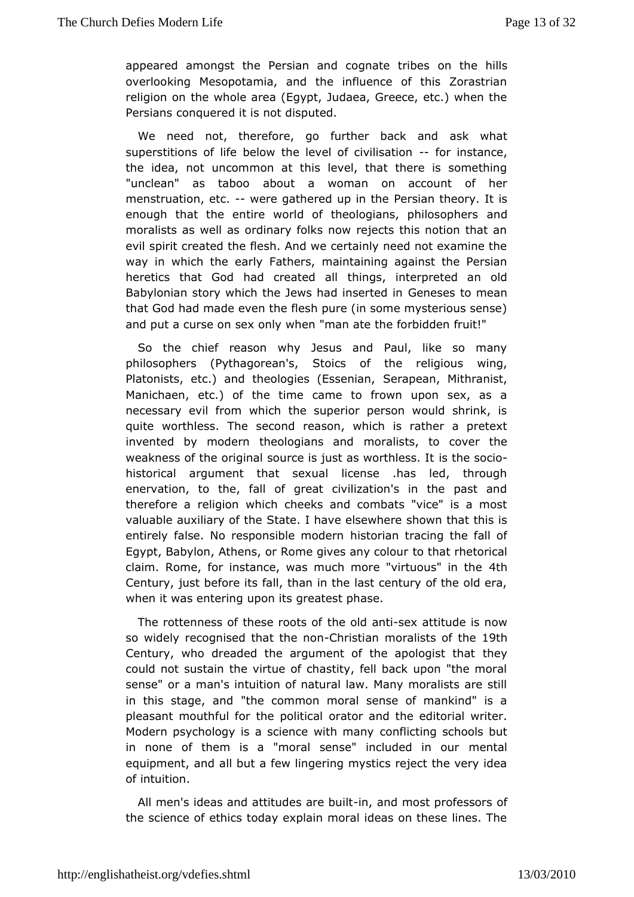appeared amongst the Persian and cognate tribes on the hills overlooking Mesopotamia, and the influence of this Zorastrian religion on the whole area (Egypt, Judaea, Greece, etc.) when the Persians conquered it is not disputed.

We need not, therefore, go further back and ask what superstitions of life below the level of civilisation -- for instance, the idea, not uncommon at this level, that there is something "unclean" as taboo about a woman on account of her menstruation, etc. -- were gathered up in the Persian theory. It is enough that the entire world of theologians, philosophers and moralists as well as ordinary folks now rejects this notion that an evil spirit created the flesh. And we certainly need not examine the way in which the early Fathers, maintaining against the Persian heretics that God had created all things, interpreted an old Babylonian story which the Jews had inserted in Geneses to mean that God had made even the flesh pure (in some mysterious sense) and put a curse on sex only when "man ate the forbidden fruit!"

So the chief reason why Jesus and Paul, like so many philosophers (Pythagorean's, Stoics of the religious wing, Platonists, etc.) and theologies (Essenian, Serapean, Mithranist, Manichaen, etc.) of the time came to frown upon sex, as a necessary evil from which the superior person would shrink, is quite worthless. The second reason, which is rather a pretext invented by modern theologians and moralists, to cover the weakness of the original source is just as worthless. It is the socio-historical argument that sexual license .has led, through enervation, to the, fall of great civilization's in the past and therefore a religion which cheeks and combats "vice" is a most valuable auxiliary of the State. I have elsewhere shown that this is entirely false. No responsible modern historian tracing the fall of Egypt, Babylon, Athens, or Rome gives any colour to that rhetorical claim. Rome, for instance, was much more "virtuous" in the 4th Century, just before its fall, than in the last century of the old era, when it was entering upon its greatest phase.

The rottenness of these roots of the old anti-sex attitude is now so widely recognised that the non-Christian moralists of the 19th Century, who dreaded the argument of the apologist that they could not sustain the virtue of chastity, fell back upon "the moral sense" or a man's intuition of natural law. Many moralists are still in this stage, and "the common moral sense of mankind" is a pleasant mouthful for the political orator and the editorial writer. Modern psychology is a science with many conflicting schools but in none of them is a "moral sense" included in our mental equipment, and all but a few lingering mystics reject the very idea of intuition.

All men's ideas and attitudes are built-in, and most professors of the science of ethics today explain moral ideas on these lines. The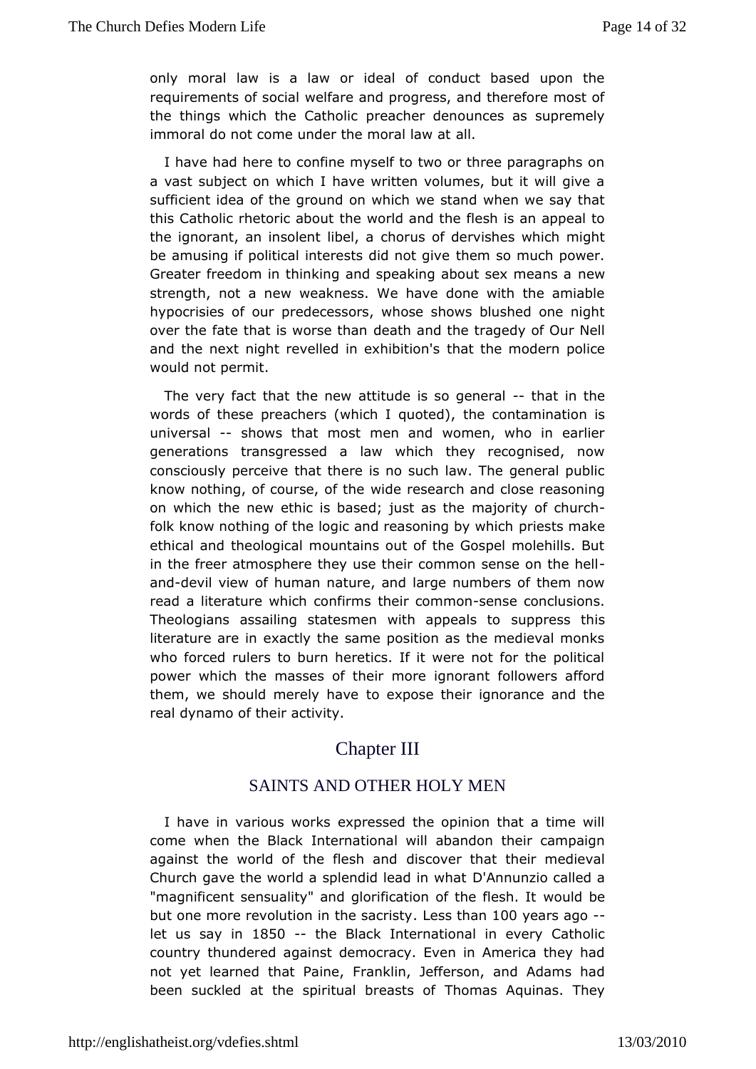only moral law is a law or ideal of conduct based upon the requirements of social welfare and progress, and therefore most of the things which the Catholic preacher denounces as supremely immoral do not come under the moral law at all.

I have had here to confine myself to two or three paragraphs on a vast subject on which I have written volumes, but it will give a sufficient idea of the ground on which we stand when we say that this Catholic rhetoric about the world and the flesh is an appeal to the ignorant, an insolent libel, a chorus of dervishes which might be amusing if political interests did not give them so much power. Greater freedom in thinking and speaking about sex means a new strength, not a new weakness. We have done with the amiable hypocrisies of our predecessors, whose shows blushed one night over the fate that is worse than death and the tragedy of Our Nell and the next night revelled in exhibition's that the modern police would not permit.

The very fact that the new attitude is so general -- that in the words of these preachers (which I quoted), the contamination is universal -- shows that most men and women, who in earlier generations transgressed a law which they recognised, now consciously perceive that there is no such law. The general public know nothing, of course, of the wide research and close reasoning on which the new ethic is based; just as the majority of church-folk know nothing of the logic and reasoning by which priests make ethical and theological mountains out of the Gospel molehills. But in the freer atmosphere they use their common sense on the hell-and-devil view of human nature, and large numbers of them now read a literature which confirms their common-sense conclusions. Theologians assailing statesmen with appeals to suppress this literature are in exactly the same position as the medieval monks who forced rulers to burn heretics. If it were not for the political power which the masses of their more ignorant followers afford them, we should merely have to expose their ignorance and the real dynamo of their activity.

# Chapter III

## SAINTS AND OTHER HOLY MEN

I have in various works expressed the opinion that a time will come when the Black International will abandon their campaign against the world of the flesh and discover that their medieval Church gave the world a splendid lead in what D'Annunzio called a "magnificent sensuality" and glorification of the flesh. It would be but one more revolution in the sacristy. Less than 100 years ago -- let us say in 1850 -- the Black International in every Catholic country thundered against democracy. Even in America they had not yet learned that Paine, Franklin, Jefferson, and Adams had been suckled at the spiritual breasts of Thomas Aquinas. They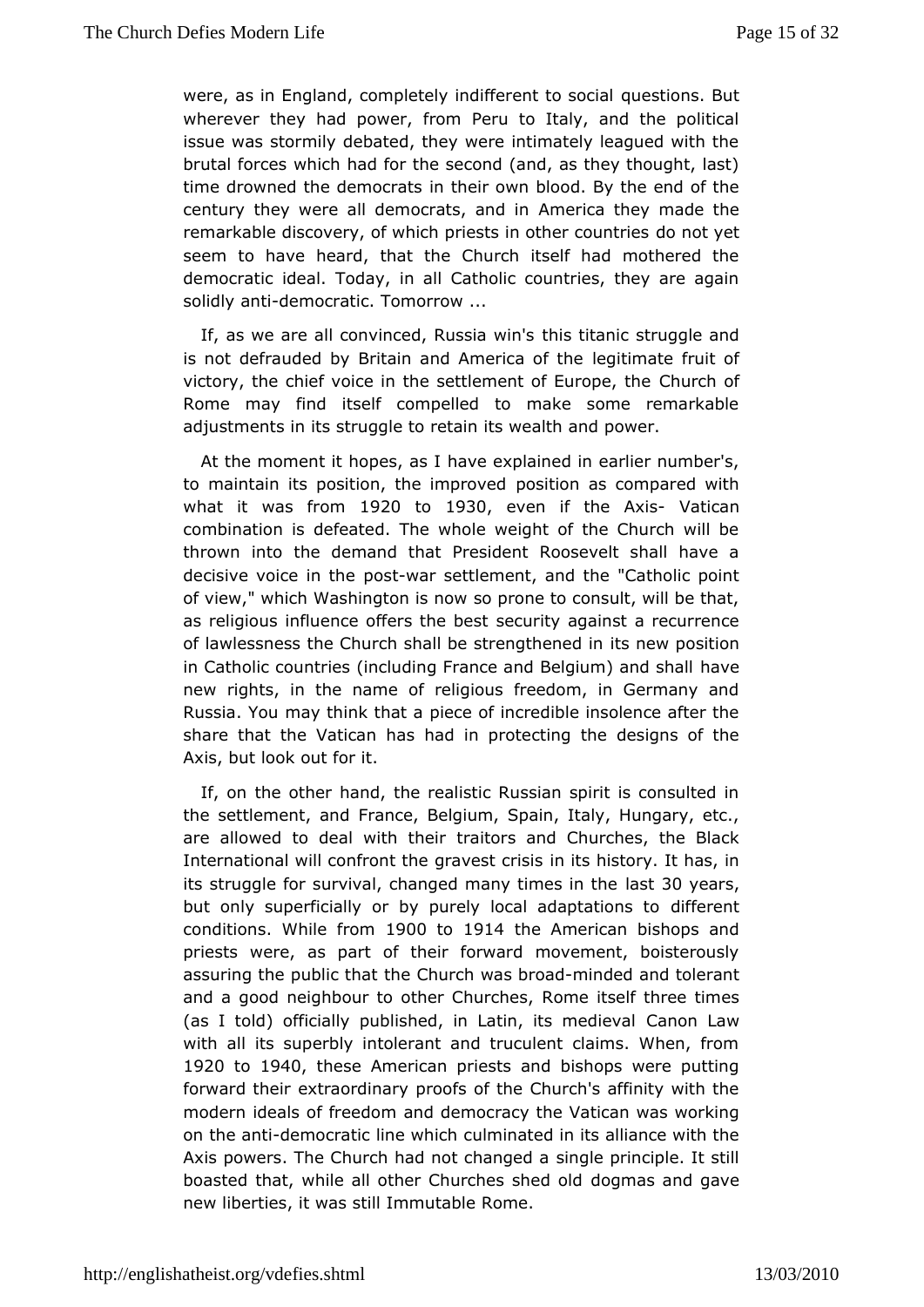were, as in England, completely indifferent to social questions. But wherever they had power, from Peru to Italy, and the political issue was stormily debated, they were intimately leagued with the brutal forces which had for the second (and, as they thought, last) time drowned the democrats in their own blood. By the end of the century they were all democrats, and in America they made the remarkable discovery, of which priests in other countries do not yet seem to have heard, that the Church itself had mothered the democratic ideal. Today, in all Catholic countries, they are again solidly anti-democratic. Tomorrow ...

If, as we are all convinced, Russia win's this titanic struggle and is not defrauded by Britain and America of the legitimate fruit of victory, the chief voice in the settlement of Europe, the Church of Rome may find itself compelled to make some remarkable adjustments in its struggle to retain its wealth and power.

At the moment it hopes, as I have explained in earlier number's, to maintain its position, the improved position as compared with what it was from 1920 to 1930, even if the Axis- Vatican combination is defeated. The whole weight of the Church will be thrown into the demand that President Roosevelt shall have a decisive voice in the post-war settlement, and the "Catholic point of view," which Washington is now so prone to consult, will be that, as religious influence offers the best security against a recurrence of lawlessness the Church shall be strengthened in its new position in Catholic countries (including France and Belgium) and shall have new rights, in the name of religious freedom, in Germany and Russia. You may think that a piece of incredible insolence after the share that the Vatican has had in protecting the designs of the Axis, but look out for it.

If, on the other hand, the realistic Russian spirit is consulted in the settlement, and France, Belgium, Spain, Italy, Hungary, etc., are allowed to deal with their traitors and Churches, the Black International will confront the gravest crisis in its history. It has, in its struggle for survival, changed many times in the last 30 years, but only superficially or by purely local adaptations to different conditions. While from 1900 to 1914 the American bishops and priests were, as part of their forward movement, boisterously assuring the public that the Church was broad-minded and tolerant and a good neighbour to other Churches, Rome itself three times (as I told) officially published, in Latin, its medieval Canon Law with all its superbly intolerant and truculent claims. When, from 1920 to 1940, these American priests and bishops were putting forward their extraordinary proofs of the Church's affinity with the modern ideals of freedom and democracy the Vatican was working on the anti-democratic line which culminated in its alliance with the Axis powers. The Church had not changed a single principle. It still boasted that, while all other Churches shed old dogmas and gave new liberties, it was still Immutable Rome.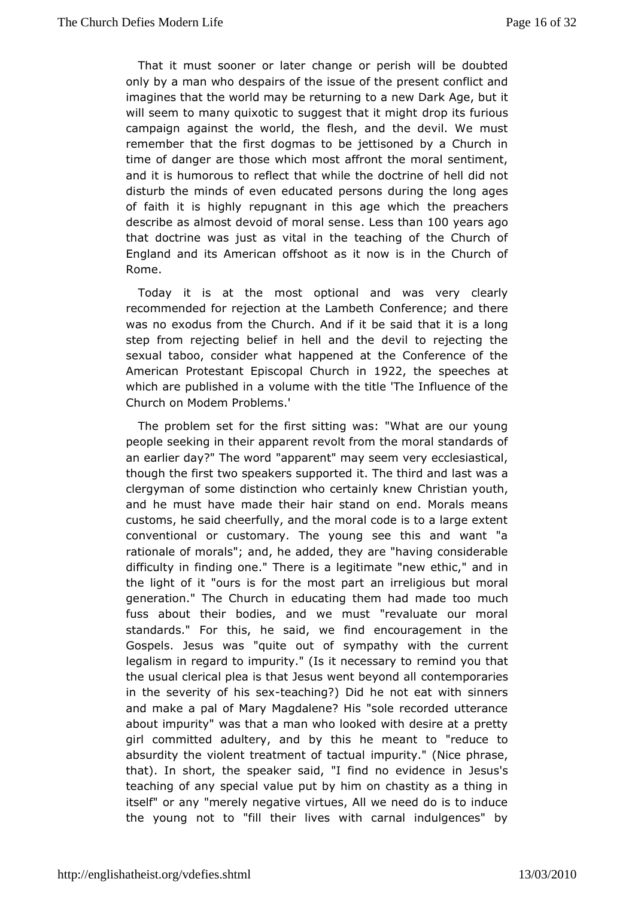That it must sooner or later change or perish will be doubted only by a man who despairs of the issue of the present conflict and imagines that the world may be returning to a new Dark Age, but it will seem to many quixotic to suggest that it might drop its furious campaign against the world, the flesh, and the devil. We must remember that the first dogmas to be jettisoned by a Church in time of danger are those which most affront the moral sentiment, and it is humorous to reflect that while the doctrine of hell did not disturb the minds of even educated persons during the long ages of faith it is highly repugnant in this age which the preachers describe as almost devoid of moral sense. Less than 100 years ago that doctrine was just as vital in the teaching of the Church of England and its American offshoot as it now is in the Church of Rome.

Today it is at the most optional and was very clearly recommended for rejection at the Lambeth Conference; and there was no exodus from the Church. And if it be said that it is a long step from rejecting belief in hell and the devil to rejecting the sexual taboo, consider what happened at the Conference of the American Protestant Episcopal Church in 1922, the speeches at which are published in a volume with the title 'The Influence of the Church on Modem Problems.'

The problem set for the first sitting was: "What are our young people seeking in their apparent revolt from the moral standards of an earlier day?" The word "apparent" may seem very ecclesiastical, though the first two speakers supported it. The third and last was a clergyman of some distinction who certainly knew Christian youth, and he must have made their hair stand on end. Morals means customs, he said cheerfully, and the moral code is to a large extent conventional or customary. The young see this and want "a rationale of morals"; and, he added, they are "having considerable difficulty in finding one." There is a legitimate "new ethic," and in the light of it "ours is for the most part an irreligious but moral generation." The Church in educating them had made too much fuss about their bodies, and we must "revaluate our moral standards." For this, he said, we find encouragement in the Gospels. Jesus was "quite out of sympathy with the current legalism in regard to impurity." (Is it necessary to remind you that the usual clerical plea is that Jesus went beyond all contemporaries in the severity of his sex-teaching?) Did he not eat with sinners and make a pal of Mary Magdalene? His "sole recorded utterance about impurity" was that a man who looked with desire at a pretty girl committed adultery, and by this he meant to "reduce to absurdity the violent treatment of tactual impurity." (Nice phrase, that). In short, the speaker said, "I find no evidence in Jesus's teaching of any special value put by him on chastity as a thing in itself" or any "merely negative virtues, All we need do is to induce the young not to "fill their lives with carnal indulgences" by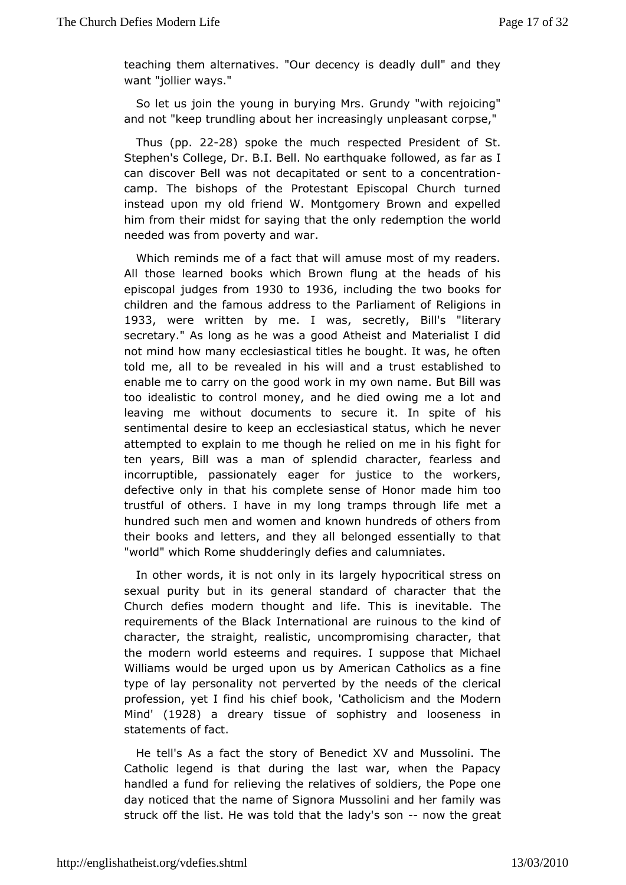teaching them alternatives. "Our decency is deadly dull" and they want "jollier ways."

So let us join the young in burying Mrs. Grundy "with rejoicing" and not "keep trundling about her increasingly unpleasant corpse,"

Thus (pp. 22-28) spoke the much respected President of St. Stephen's College, Dr. B.I. Bell. No earthquake followed, as far as I can discover Bell was not decapitated or sent to a concentration-camp. The bishops of the Protestant Episcopal Church turned instead upon my old friend W. Montgomery Brown and expelled him from their midst for saying that the only redemption the world needed was from poverty and war.

Which reminds me of a fact that will amuse most of my readers. All those learned books which Brown flung at the heads of his episcopal judges from 1930 to 1936, including the two books for children and the famous address to the Parliament of Religions in 1933, were written by me. I was, secretly, Bill's "literary secretary." As long as he was a good Atheist and Materialist I did not mind how many ecclesiastical titles he bought. It was, he often told me, all to be revealed in his will and a trust established to enable me to carry on the good work in my own name. But Bill was too idealistic to control money, and he died owing me a lot and leaving me without documents to secure it. In spite of his sentimental desire to keep an ecclesiastical status, which he never attempted to explain to me though he relied on me in his fight for ten years, Bill was a man of splendid character, fearless and incorruptible, passionately eager for justice to the workers, defective only in that his complete sense of Honor made him too trustful of others. I have in my long tramps through life met a hundred such men and women and known hundreds of others from their books and letters, and they all belonged essentially to that "world" which Rome shudderingly defies and calumniates.

In other words, it is not only in its largely hypocritical stress on sexual purity but in its general standard of character that the Church defies modern thought and life. This is inevitable. The requirements of the Black International are ruinous to the kind of character, the straight, realistic, uncompromising character, that the modern world esteems and requires. I suppose that Michael Williams would be urged upon us by American Catholics as a fine type of lay personality not perverted by the needs of the clerical profession, yet I find his chief book, 'Catholicism and the Modern Mind' (1928) a dreary tissue of sophistry and looseness in statements of fact.

He tell's As a fact the story of Benedict XV and Mussolini. The Catholic legend is that during the last war, when the Papacy handled a fund for relieving the relatives of soldiers, the Pope one day noticed that the name of Signora Mussolini and her family was struck off the list. He was told that the lady's son -- now the great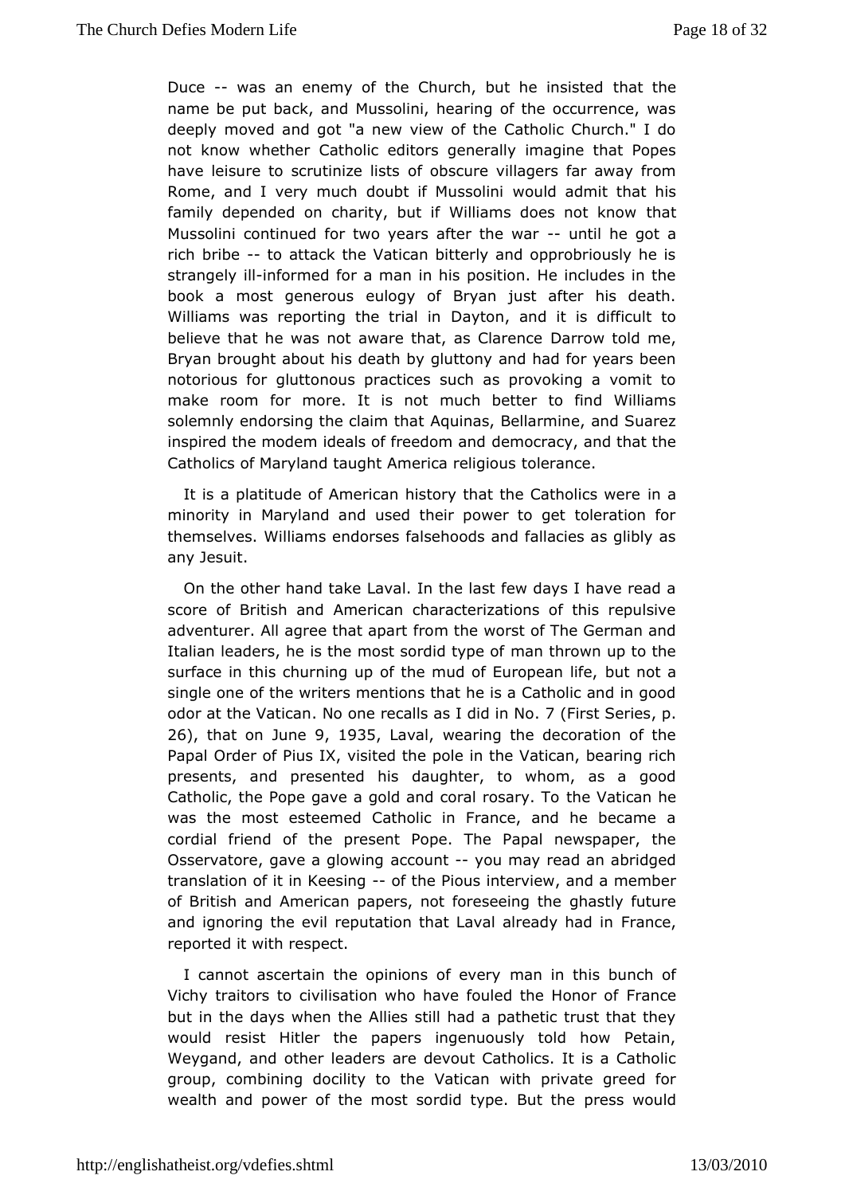Duce -- was an enemy of the Church, but he insisted that the name be put back, and Mussolini, hearing of the occurrence, was deeply moved and got "a new view of the Catholic Church." I do not know whether Catholic editors generally imagine that Popes have leisure to scrutinize lists of obscure villagers far away from Rome, and I very much doubt if Mussolini would admit that his family depended on charity, but if Williams does not know that Mussolini continued for two years after the war -- until he got a rich bribe -- to attack the Vatican bitterly and opprobriously he is strangely ill-informed for a man in his position. He includes in the book a most generous eulogy of Bryan just after his death. Williams was reporting the trial in Dayton, and it is difficult to believe that he was not aware that, as Clarence Darrow told me, Bryan brought about his death by gluttony and had for years been notorious for gluttonous practices such as provoking a vomit to make room for more. It is not much better to find Williams solemnly endorsing the claim that Aquinas, Bellarmine, and Suarez inspired the modem ideals of freedom and democracy, and that the Catholics of Maryland taught America religious tolerance.

It is a platitude of American history that the Catholics were in a minority in Maryland and used their power to get toleration for themselves. Williams endorses falsehoods and fallacies as glibly as any Jesuit.

On the other hand take Laval. In the last few days I have read a score of British and American characterizations of this repulsive adventurer. All agree that apart from the worst of The German and Italian leaders, he is the most sordid type of man thrown up to the surface in this churning up of the mud of European life, but not a single one of the writers mentions that he is a Catholic and in good odor at the Vatican. No one recalls as I did in No. 7 (First Series, p. 26), that on June 9, 1935, Laval, wearing the decoration of the Papal Order of Pius IX, visited the pole in the Vatican, bearing rich presents, and presented his daughter, to whom, as a good Catholic, the Pope gave a gold and coral rosary. To the Vatican he was the most esteemed Catholic in France, and he became a cordial friend of the present Pope. The Papal newspaper, the Osservatore, gave a glowing account -- you may read an abridged translation of it in Keesing -- of the Pious interview, and a member of British and American papers, not foreseeing the ghastly future and ignoring the evil reputation that Laval already had in France, reported it with respect.

I cannot ascertain the opinions of every man in this bunch of Vichy traitors to civilisation who have fouled the Honor of France but in the days when the Allies still had a pathetic trust that they would resist Hitler the papers ingenuously told how Petain, Weygand, and other leaders are devout Catholics. It is a Catholic group, combining docility to the Vatican with private greed for wealth and power of the most sordid type. But the press would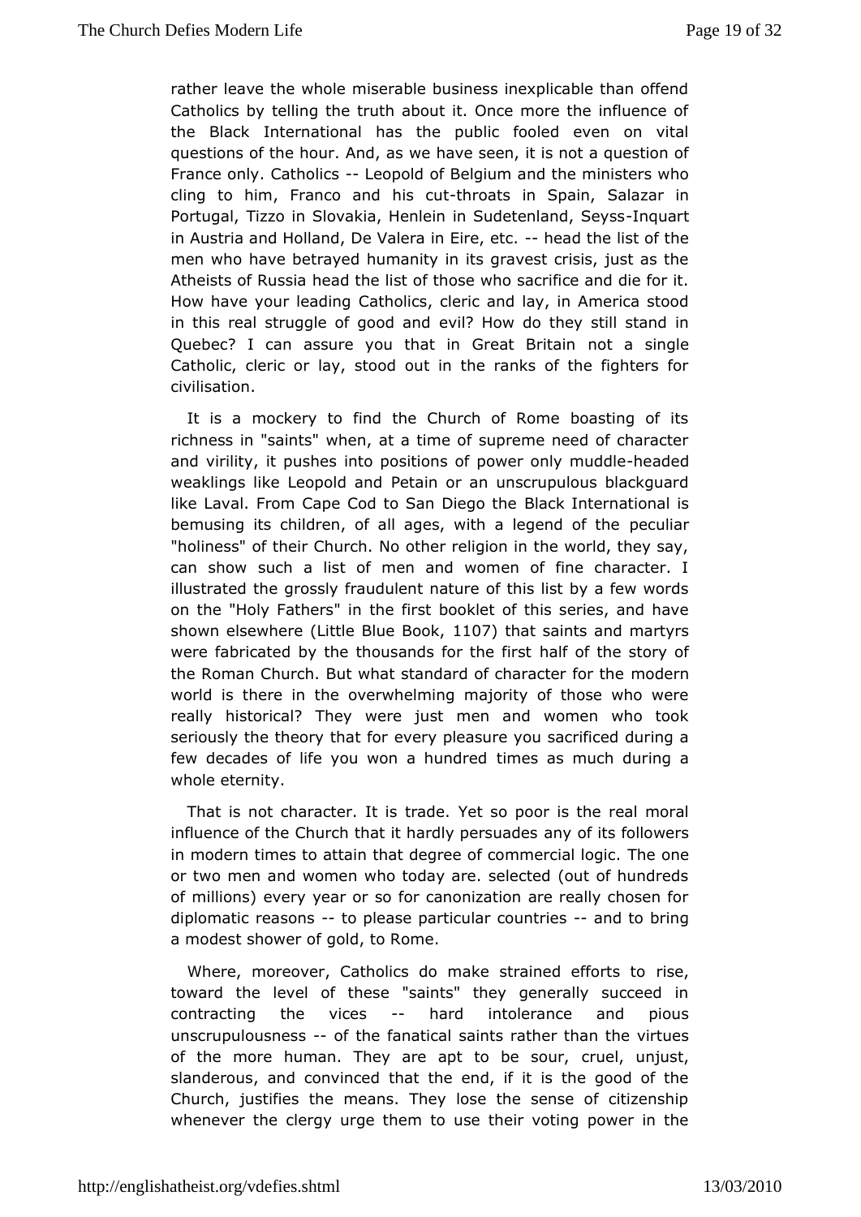rather leave the whole miserable business inexplicable than offend Catholics by telling the truth about it. Once more the influence of the Black International has the public fooled even on vital questions of the hour. And, as we have seen, it is not a question of France only. Catholics -- Leopold of Belgium and the ministers who cling to him, Franco and his cut-throats in Spain, Salazar in Portugal, Tizzo in Slovakia, Henlein in Sudetenland, Seyss-Inquart in Austria and Holland, De Valera in Eire, etc. -- head the list of the men who have betrayed humanity in its gravest crisis, just as the Atheists of Russia head the list of those who sacrifice and die for it. How have your leading Catholics, cleric and lay, in America stood in this real struggle of good and evil? How do they still stand in Quebec? I can assure you that in Great Britain not a single Catholic, cleric or lay, stood out in the ranks of the fighters for civilisation.

It is a mockery to find the Church of Rome boasting of its richness in "saints" when, at a time of supreme need of character and virility, it pushes into positions of power only muddle-headed weaklings like Leopold and Petain or an unscrupulous blackguard like Laval. From Cape Cod to San Diego the Black International is bemusing its children, of all ages, with a legend of the peculiar "holiness" of their Church. No other religion in the world, they say, can show such a list of men and women of fine character. I illustrated the grossly fraudulent nature of this list by a few words on the "Holy Fathers" in the first booklet of this series, and have shown elsewhere (Little Blue Book, 1107) that saints and martyrs were fabricated by the thousands for the first half of the story of the Roman Church. But what standard of character for the modern world is there in the overwhelming majority of those who were really historical? They were just men and women who took seriously the theory that for every pleasure you sacrificed during a few decades of life you won a hundred times as much during a whole eternity.

That is not character. It is trade. Yet so poor is the real moral influence of the Church that it hardly persuades any of its followers in modern times to attain that degree of commercial logic. The one or two men and women who today are. selected (out of hundreds of millions) every year or so for canonization are really chosen for diplomatic reasons -- to please particular countries -- and to bring a modest shower of gold, to Rome.

Where, moreover, Catholics do make strained efforts to rise, toward the level of these "saints" they generally succeed in contracting the vices -- hard intolerance and pious unscrupulousness -- of the fanatical saints rather than the virtues of the more human. They are apt to be sour, cruel, unjust, slanderous, and convinced that the end, if it is the good of the Church, justifies the means. They lose the sense of citizenship whenever the clergy urge them to use their voting power in the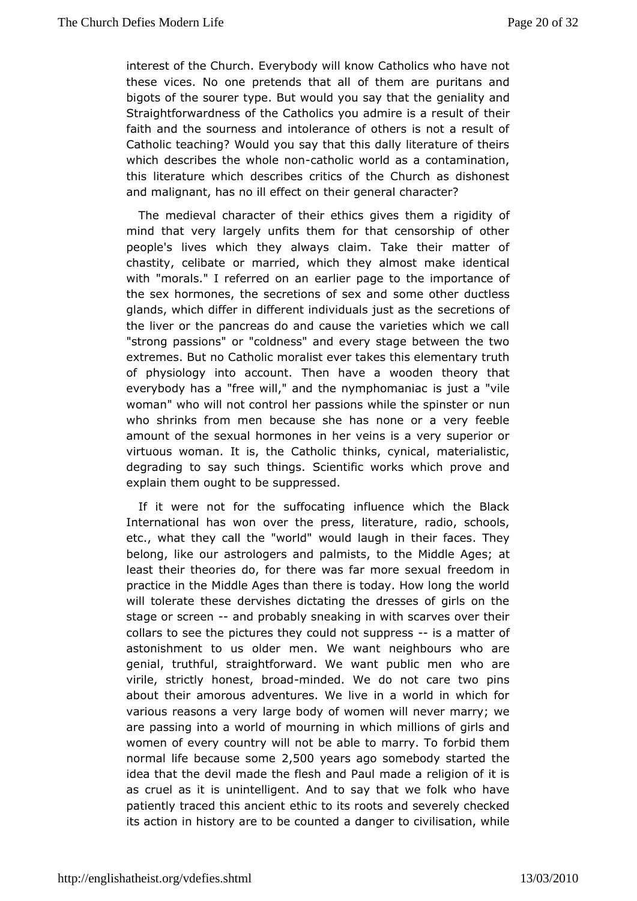interest of the Church. Everybody will know Catholics who have not these vices. No one pretends that all of them are puritans and bigots of the sourer type. But would you say that the geniality and Straightforwardness of the Catholics you admire is a result of their faith and the sourness and intolerance of others is not a result of Catholic teaching? Would you say that this dally literature of theirs which describes the whole non-catholic world as a contamination, this literature which describes critics of the Church as dishonest and malignant, has no ill effect on their general character?

The medieval character of their ethics gives them a rigidity of mind that very largely unfits them for that censorship of other people's lives which they always claim. Take their matter of chastity, celibate or married, which they almost make identical with "morals." I referred on an earlier page to the importance of the sex hormones, the secretions of sex and some other ductless glands, which differ in different individuals just as the secretions of the liver or the pancreas do and cause the varieties which we call "strong passions" or "coldness" and every stage between the two extremes. But no Catholic moralist ever takes this elementary truth of physiology into account. Then have a wooden theory that everybody has a "free will," and the nymphomaniac is just a "vile woman" who will not control her passions while the spinster or nun who shrinks from men because she has none or a very feeble amount of the sexual hormones in her veins is a very superior or virtuous woman. It is, the Catholic thinks, cynical, materialistic, degrading to say such things. Scientific works which prove and explain them ought to be suppressed.

If it were not for the suffocating influence which the Black International has won over the press, literature, radio, schools, etc., what they call the "world" would laugh in their faces. They belong, like our astrologers and palmists, to the Middle Ages; at least their theories do, for there was far more sexual freedom in practice in the Middle Ages than there is today. How long the world will tolerate these dervishes dictating the dresses of girls on the stage or screen -- and probably sneaking in with scarves over their collars to see the pictures they could not suppress -- is a matter of astonishment to us older men. We want neighbours who are genial, truthful, straightforward. We want public men who are virile, strictly honest, broad-minded. We do not care two pins about their amorous adventures. We live in a world in which for various reasons a very large body of women will never marry; we are passing into a world of mourning in which millions of girls and women of every country will not be able to marry. To forbid them normal life because some 2,500 years ago somebody started the idea that the devil made the flesh and Paul made a religion of it is as cruel as it is unintelligent. And to say that we folk who have patiently traced this ancient ethic to its roots and severely checked its action in history are to be counted a danger to civilisation, while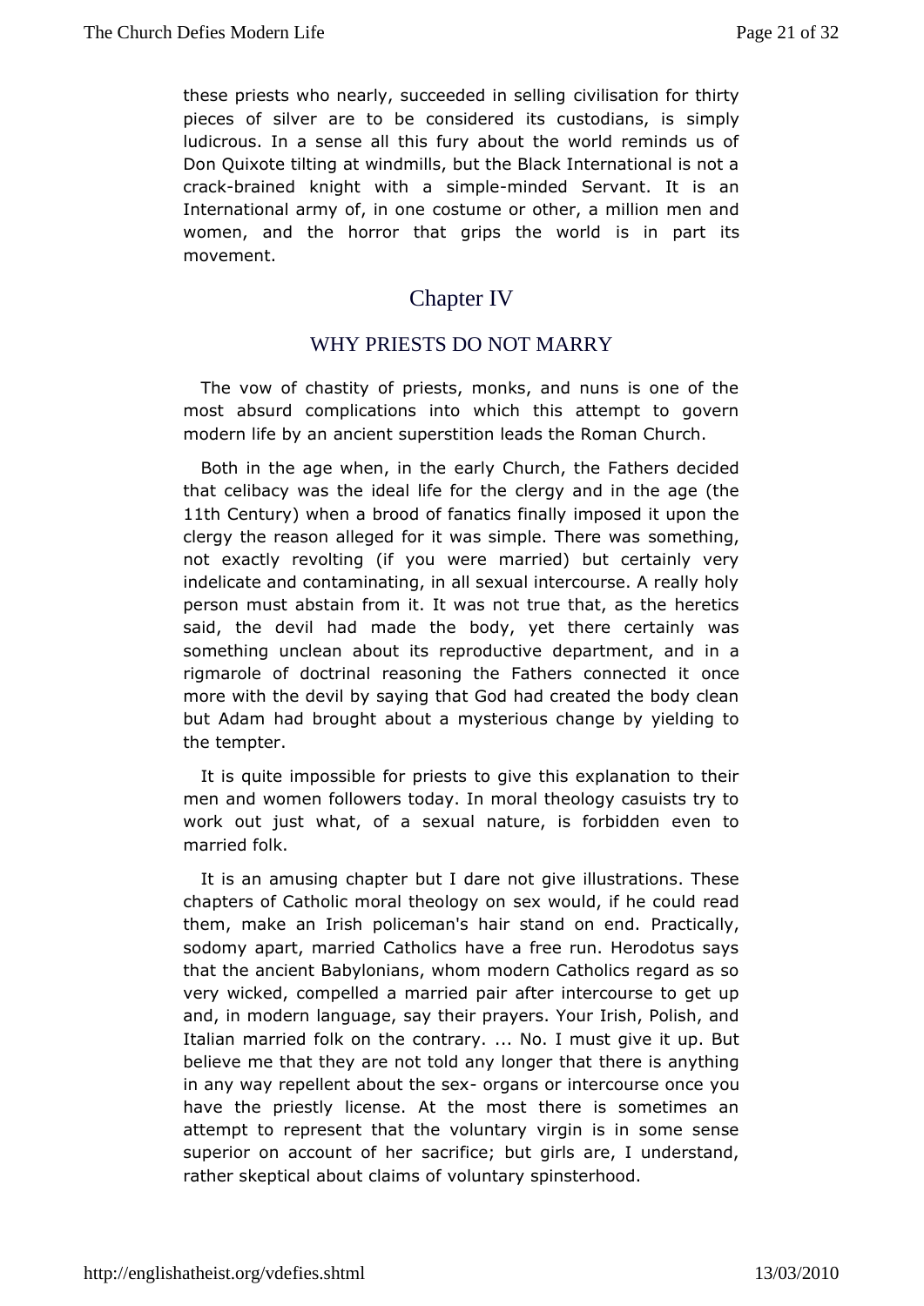these priests who nearly, succeeded in selling civilisation for thirty pieces of silver are to be considered its custodians, is simply ludicrous. In a sense all this fury about the world reminds us of Don Quixote tilting at windmills, but the Black International is not a crack-brained knight with a simple-minded Servant. It is an International army of, in one costume or other, a million men and women, and the horror that grips the world is in part its movement.

# Chapter IV

## WHY PRIESTS DO NOT MARRY

The vow of chastity of priests, monks, and nuns is one of the most absurd complications into which this attempt to govern modern life by an ancient superstition leads the Roman Church.

Both in the age when, in the early Church, the Fathers decided that celibacy was the ideal life for the clergy and in the age (the 11th Century) when a brood of fanatics finally imposed it upon the clergy the reason alleged for it was simple. There was something, not exactly revolting (if you were married) but certainly very indelicate and contaminating, in all sexual intercourse. A really holy person must abstain from it. It was not true that, as the heretics said, the devil had made the body, yet there certainly was something unclean about its reproductive department, and in a rigmarole of doctrinal reasoning the Fathers connected it once more with the devil by saying that God had created the body clean but Adam had brought about a mysterious change by yielding to the tempter.

It is quite impossible for priests to give this explanation to their men and women followers today. In moral theology casuists try to work out just what, of a sexual nature, is forbidden even to married folk.

It is an amusing chapter but I dare not give illustrations. These chapters of Catholic moral theology on sex would, if he could read them, make an Irish policeman's hair stand on end. Practically, sodomy apart, married Catholics have a free run. Herodotus says that the ancient Babylonians, whom modern Catholics regard as so very wicked, compelled a married pair after intercourse to get up and, in modern language, say their prayers. Your Irish, Polish, and Italian married folk on the contrary. ... No. I must give it up. But believe me that they are not told any longer that there is anything in any way repellent about the sex- organs or intercourse once you have the priestly license. At the most there is sometimes an attempt to represent that the voluntary virgin is in some sense superior on account of her sacrifice; but girls are, I understand, rather skeptical about claims of voluntary spinsterhood.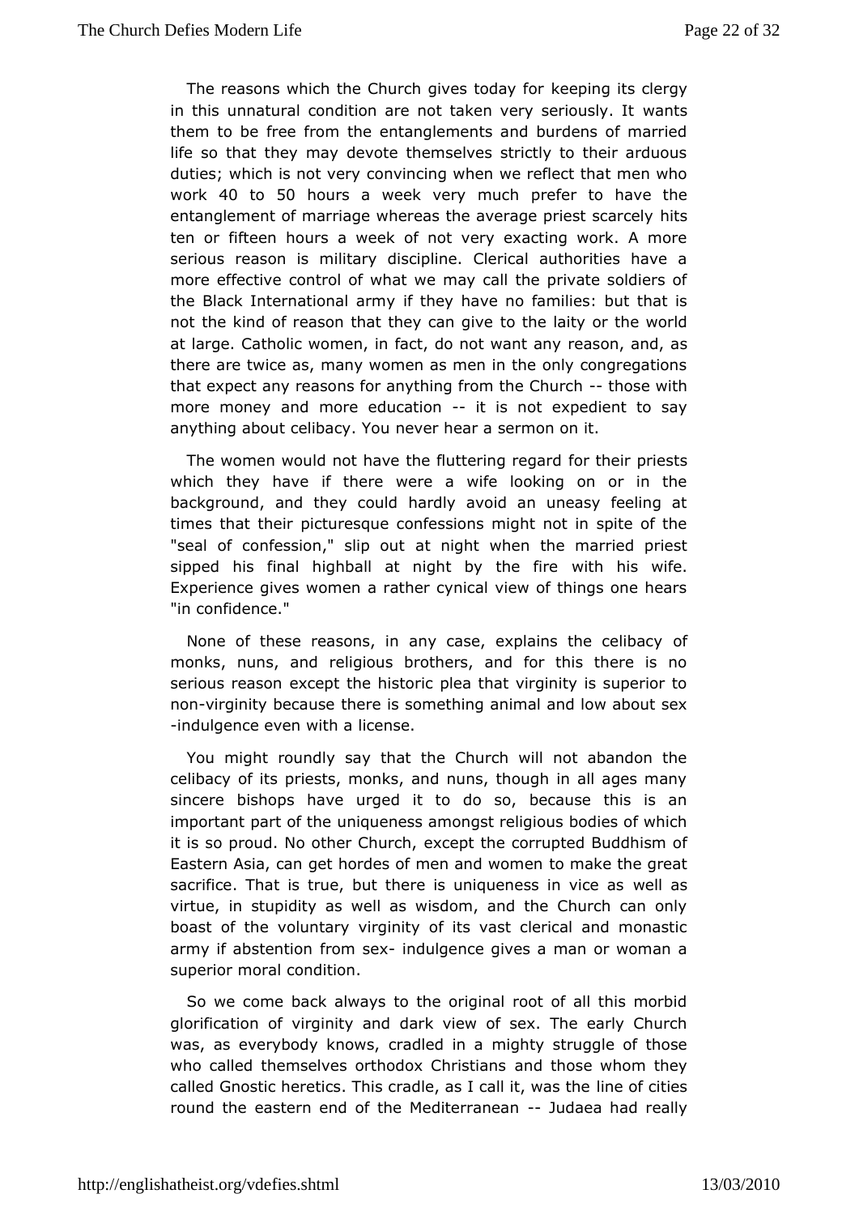The reasons which the Church gives today for keeping its clergy in this unnatural condition are not taken very seriously. It wants them to be free from the entanglements and burdens of married life so that they may devote themselves strictly to their arduous duties; which is not very convincing when we reflect that men who work 40 to 50 hours a week very much prefer to have the entanglement of marriage whereas the average priest scarcely hits ten or fifteen hours a week of not very exacting work. A more serious reason is military discipline. Clerical authorities have a more effective control of what we may call the private soldiers of the Black International army if they have no families: but that is not the kind of reason that they can give to the laity or the world at large. Catholic women, in fact, do not want any reason, and, as there are twice as, many women as men in the only congregations that expect any reasons for anything from the Church -- those with more money and more education -- it is not expedient to say anything about celibacy. You never hear a sermon on it.

The women would not have the fluttering regard for their priests which they have if there were a wife looking on or in the background, and they could hardly avoid an uneasy feeling at times that their picturesque confessions might not in spite of the "seal of confession," slip out at night when the married priest sipped his final highball at night by the fire with his wife. Experience gives women a rather cynical view of things one hears "in confidence."

None of these reasons, in any case, explains the celibacy of monks, nuns, and religious brothers, and for this there is no serious reason except the historic plea that virginity is superior to non-virginity because there is something animal and low about sex-indulgence even with a license.

You might roundly say that the Church will not abandon the celibacy of its priests, monks, and nuns, though in all ages many sincere bishops have urged it to do so, because this is an important part of the uniqueness amongst religious bodies of which it is so proud. No other Church, except the corrupted Buddhism of Eastern Asia, can get hordes of men and women to make the great sacrifice. That is true, but there is uniqueness in vice as well as virtue, in stupidity as well as wisdom, and the Church can only boast of the voluntary virginity of its vast clerical and monastic army if abstention from sex- indulgence gives a man or woman a superior moral condition.

So we come back always to the original root of all this morbid glorification of virginity and dark view of sex. The early Church was, as everybody knows, cradled in a mighty struggle of those who called themselves orthodox Christians and those whom they called Gnostic heretics. This cradle, as I call it, was the line of cities round the eastern end of the Mediterranean -- Judaea had really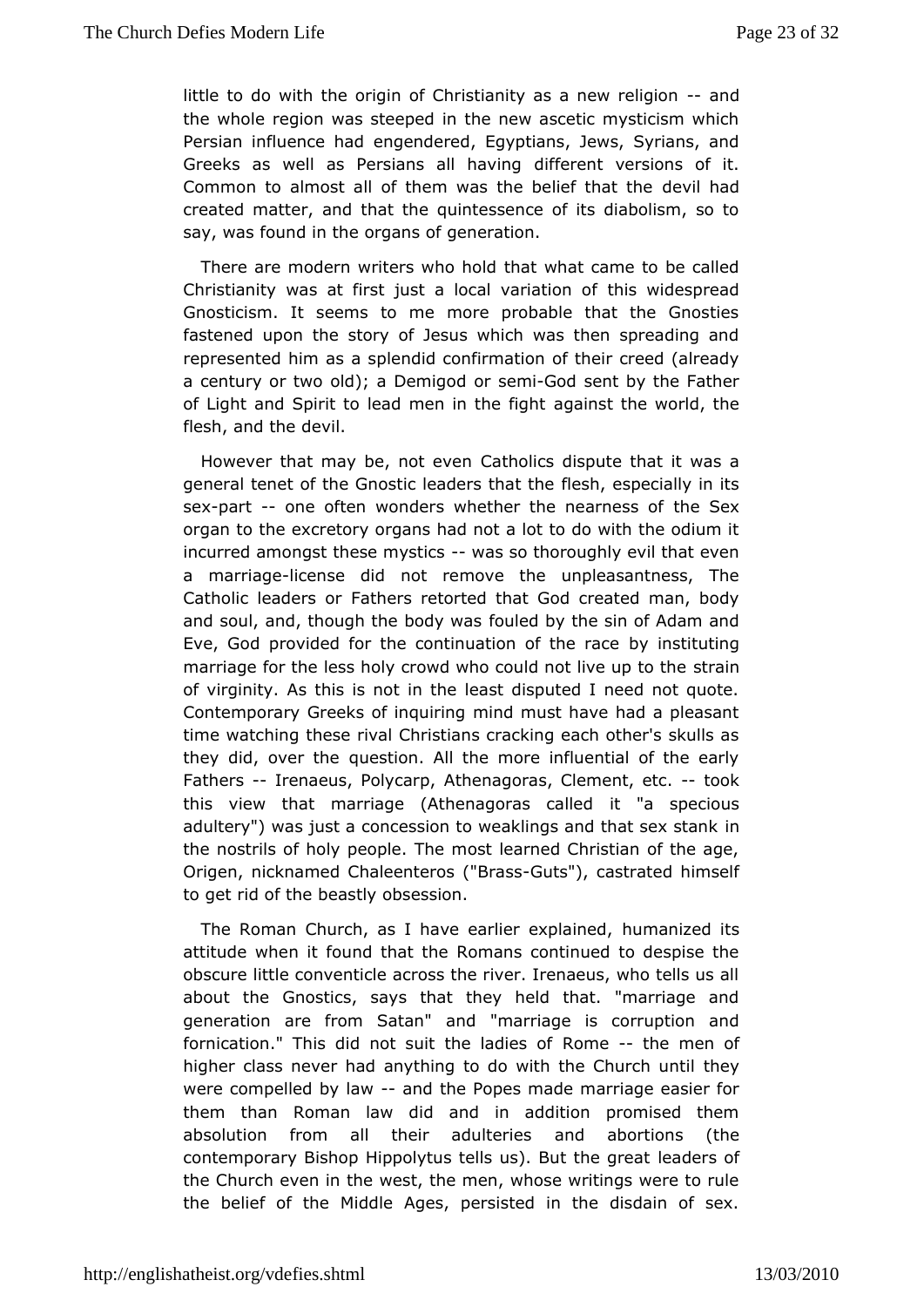little to do with the origin of Christianity as a new religion -- and the whole region was steeped in the new ascetic mysticism which Persian influence had engendered, Egyptians, Jews, Syrians, and Greeks as well as Persians all having different versions of it. Common to almost all of them was the belief that the devil had created matter, and that the quintessence of its diabolism, so to say, was found in the organs of generation.

There are modern writers who hold that what came to be called Christianity was at first just a local variation of this widespread Gnosticism. It seems to me more probable that the Gnosties fastened upon the story of Jesus which was then spreading and represented him as a splendid confirmation of their creed (already a century or two old); a Demigod or semi-God sent by the Father of Light and Spirit to lead men in the fight against the world, the flesh, and the devil.

However that may be, not even Catholics dispute that it was a general tenet of the Gnostic leaders that the flesh, especially in its sex-part -- one often wonders whether the nearness of the Sex organ to the excretory organs had not a lot to do with the odium it incurred amongst these mystics -- was so thoroughly evil that even a marriage-license did not remove the unpleasantness, The Catholic leaders or Fathers retorted that God created man, body and soul, and, though the body was fouled by the sin of Adam and Eve, God provided for the continuation of the race by instituting marriage for the less holy crowd who could not live up to the strain of virginity. As this is not in the least disputed I need not quote. Contemporary Greeks of inquiring mind must have had a pleasant time watching these rival Christians cracking each other's skulls as they did, over the question. All the more influential of the early Fathers -- Irenaeus, Polycarp, Athenagoras, Clement, etc. -- took this view that marriage (Athenagoras called it "a specious adultery") was just a concession to weaklings and that sex stank in the nostrils of holy people. The most learned Christian of the age, Origen, nicknamed Chaleenteros ("Brass-Guts"), castrated himself to get rid of the beastly obsession.

The Roman Church, as I have earlier explained, humanized its attitude when it found that the Romans continued to despise the obscure little conventicle across the river. Irenaeus, who tells us all about the Gnostics, says that they held that. "marriage and generation are from Satan" and "marriage is corruption and fornication." This did not suit the ladies of Rome -- the men of higher class never had anything to do with the Church until they were compelled by law -- and the Popes made marriage easier for them than Roman law did and in addition promised them absolution from all their adulteries and abortions (the contemporary Bishop Hippolytus tells us). But the great leaders of the Church even in the west, the men, whose writings were to rule the belief of the Middle Ages, persisted in the disdain of sex.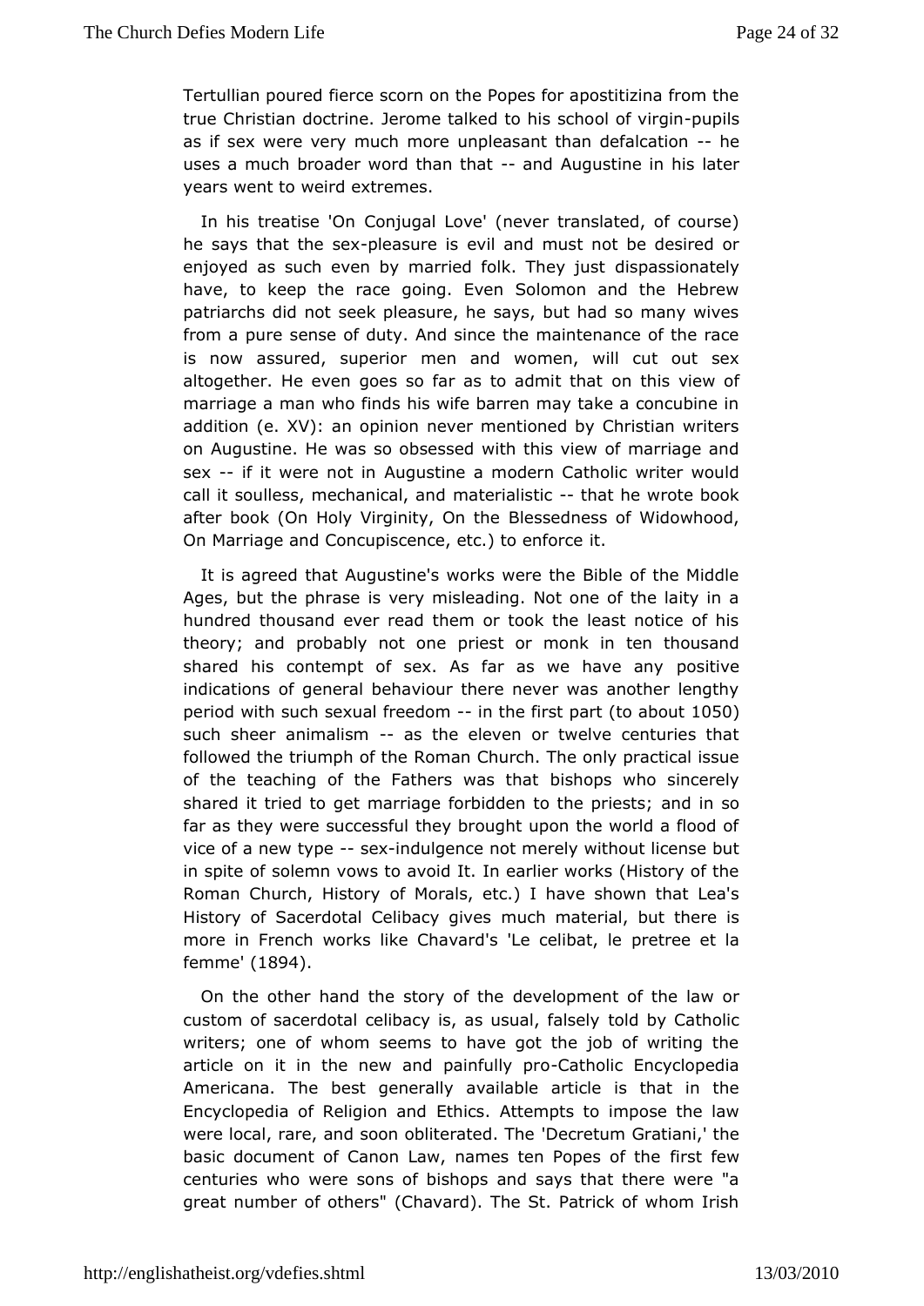Tertullian poured fierce scorn on the Popes for apostitizina from the true Christian doctrine. Jerome talked to his school of virgin-pupils as if sex were very much more unpleasant than defalcation -- he uses a much broader word than that -- and Augustine in his later years went to weird extremes.

In his treatise 'On Conjugal Love' (never translated, of course) he says that the sex-pleasure is evil and must not be desired or enjoyed as such even by married folk. They just dispassionately have, to keep the race going. Even Solomon and the Hebrew patriarchs did not seek pleasure, he says, but had so many wives from a pure sense of duty. And since the maintenance of the race is now assured, superior men and women, will cut out sex altogether. He even goes so far as to admit that on this view of marriage a man who finds his wife barren may take a concubine in addition (e. XV): an opinion never mentioned by Christian writers on Augustine. He was so obsessed with this view of marriage and sex -- if it were not in Augustine a modern Catholic writer would call it soulless, mechanical, and materialistic -- that he wrote book after book (On Holy Virginity, On the Blessedness of Widowhood, On Marriage and Concupiscence, etc.) to enforce it.

It is agreed that Augustine's works were the Bible of the Middle Ages, but the phrase is very misleading. Not one of the laity in a hundred thousand ever read them or took the least notice of his theory; and probably not one priest or monk in ten thousand shared his contempt of sex. As far as we have any positive indications of general behaviour there never was another lengthy period with such sexual freedom -- in the first part (to about 1050) such sheer animalism -- as the eleven or twelve centuries that followed the triumph of the Roman Church. The only practical issue of the teaching of the Fathers was that bishops who sincerely shared it tried to get marriage forbidden to the priests; and in so far as they were successful they brought upon the world a flood of vice of a new type -- sex-indulgence not merely without license but in spite of solemn vows to avoid It. In earlier works (History of the Roman Church, History of Morals, etc.) I have shown that Lea's History of Sacerdotal Celibacy gives much material, but there is more in French works like Chavard's 'Le celibat, le pretree et la femme' (1894).

On the other hand the story of the development of the law or custom of sacerdotal celibacy is, as usual, falsely told by Catholic writers; one of whom seems to have got the job of writing the article on it in the new and painfully pro-Catholic Encyclopedia Americana. The best generally available article is that in the Encyclopedia of Religion and Ethics. Attempts to impose the law were local, rare, and soon obliterated. The 'Decretum Gratiani,' the basic document of Canon Law, names ten Popes of the first few centuries who were sons of bishops and says that there were "a great number of others" (Chavard). The St. Patrick of whom Irish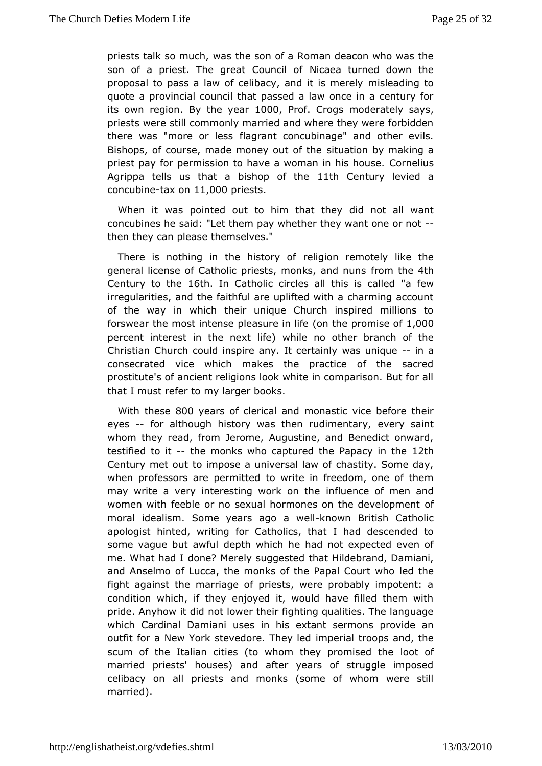priests talk so much, was the son of a Roman deacon who was the son of a priest. The great Council of Nicaea turned down the proposal to pass a law of celibacy, and it is merely misleading to quote a provincial council that passed a law once in a century for its own region. By the year 1000, Prof. Crogs moderately says, priests were still commonly married and where they were forbidden there was "more or less flagrant concubinage" and other evils. Bishops, of course, made money out of the situation by making a priest pay for permission to have a woman in his house. Cornelius Agrippa tells us that a bishop of the 11th Century levied a concubine-tax on 11,000 priests.

When it was pointed out to him that they did not all want concubines he said: "Let them pay whether they want one or not -- then they can please themselves."

There is nothing in the history of religion remotely like the general license of Catholic priests, monks, and nuns from the 4th Century to the 16th. In Catholic circles all this is called "a few irregularities, and the faithful are uplifted with a charming account of the way in which their unique Church inspired millions to forswear the most intense pleasure in life (on the promise of 1,000 percent interest in the next life) while no other branch of the Christian Church could inspire any. It certainly was unique -- in a consecrated vice which makes the practice of the sacred prostitute's of ancient religions look white in comparison. But for all that I must refer to my larger books.

With these 800 years of clerical and monastic vice before their eyes -- for although history was then rudimentary, every saint whom they read, from Jerome, Augustine, and Benedict onward, testified to it -- the monks who captured the Papacy in the 12th Century met out to impose a universal law of chastity. Some day, when professors are permitted to write in freedom, one of them may write a very interesting work on the influence of men and women with feeble or no sexual hormones on the development of moral idealism. Some years ago a well-known British Catholic apologist hinted, writing for Catholics, that I had descended to some vague but awful depth which he had not expected even of me. What had I done? Merely suggested that Hildebrand, Damiani, and Anselmo of Lucca, the monks of the Papal Court who led the fight against the marriage of priests, were probably impotent: a condition which, if they enjoyed it, would have filled them with pride. Anyhow it did not lower their fighting qualities. The language which Cardinal Damiani uses in his extant sermons provide an outfit for a New York stevedore. They led imperial troops and, the scum of the Italian cities (to whom they promised the loot of married priests' houses) and after years of struggle imposed celibacy on all priests and monks (some of whom were still married).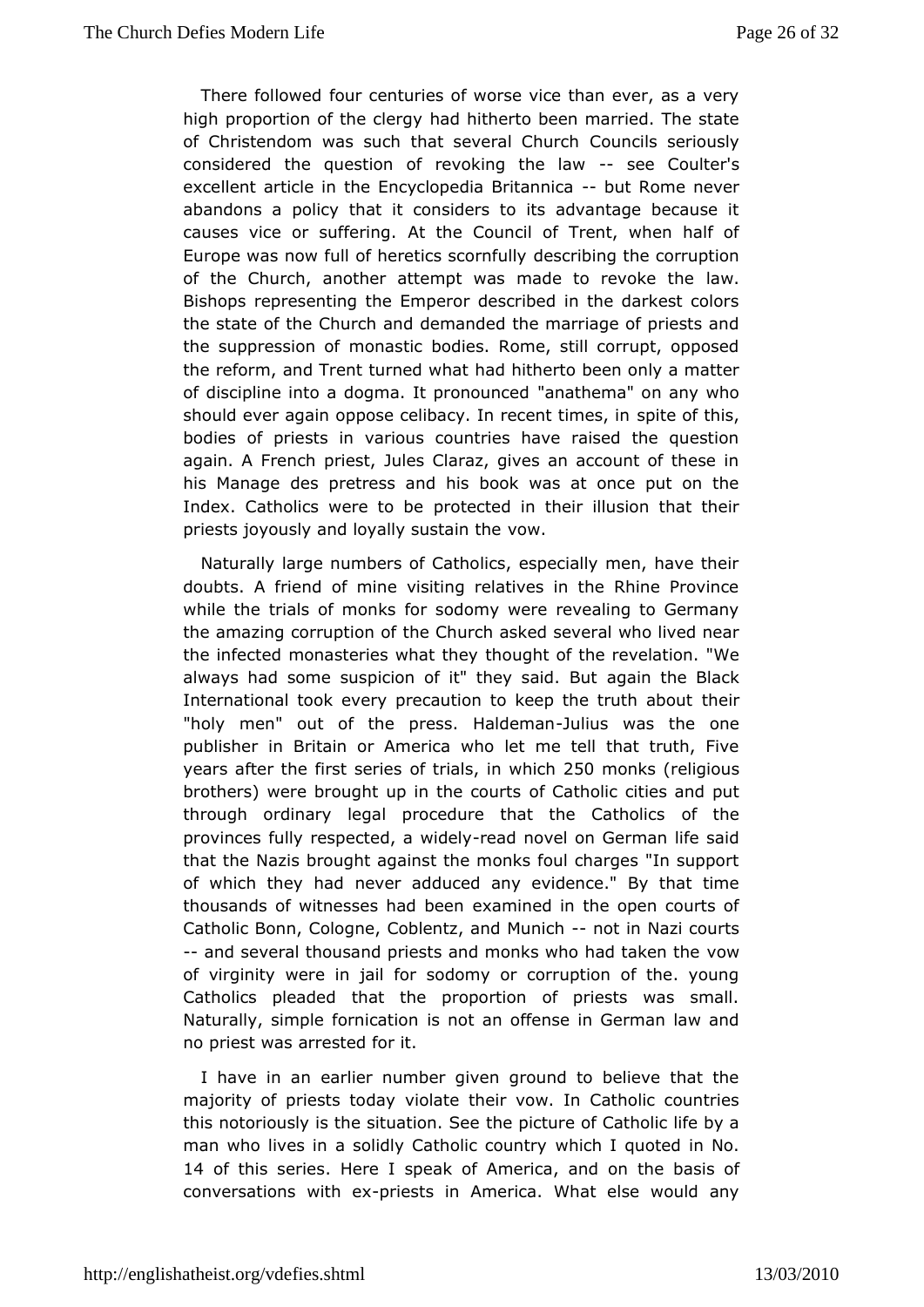There followed four centuries of worse vice than ever, as a very high proportion of the clergy had hitherto been married. The state of Christendom was such that several Church Councils seriously considered the question of revoking the law -- see Coulter's excellent article in the Encyclopedia Britannica -- but Rome never abandons a policy that it considers to its advantage because it causes vice or suffering. At the Council of Trent, when half of Europe was now full of heretics scornfully describing the corruption of the Church, another attempt was made to revoke the law. Bishops representing the Emperor described in the darkest colors the state of the Church and demanded the marriage of priests and the suppression of monastic bodies. Rome, still corrupt, opposed the reform, and Trent turned what had hitherto been only a matter of discipline into a dogma. It pronounced "anathema" on any who should ever again oppose celibacy. In recent times, in spite of this, bodies of priests in various countries have raised the question again. A French priest, Jules Claraz, gives an account of these in his Manage des pretress and his book was at once put on the Index. Catholics were to be protected in their illusion that their priests joyously and loyally sustain the vow.

Naturally large numbers of Catholics, especially men, have their doubts. A friend of mine visiting relatives in the Rhine Province while the trials of monks for sodomy were revealing to Germany the amazing corruption of the Church asked several who lived near the infected monasteries what they thought of the revelation. "We always had some suspicion of it" they said. But again the Black International took every precaution to keep the truth about their "holy men" out of the press. Haldeman-Julius was the one publisher in Britain or America who let me tell that truth, Five years after the first series of trials, in which 250 monks (religious brothers) were brought up in the courts of Catholic cities and put through ordinary legal procedure that the Catholics of the provinces fully respected, a widely-read novel on German life said that the Nazis brought against the monks foul charges "In support of which they had never adduced any evidence." By that time thousands of witnesses had been examined in the open courts of Catholic Bonn, Cologne, Coblentz, and Munich -- not in Nazi courts -- and several thousand priests and monks who had taken the vow of virginity were in jail for sodomy or corruption of the. young Catholics pleaded that the proportion of priests was small. Naturally, simple fornication is not an offense in German law and no priest was arrested for it.

I have in an earlier number given ground to believe that the majority of priests today violate their vow. In Catholic countries this notoriously is the situation. See the picture of Catholic life by a man who lives in a solidly Catholic country which I quoted in No. 14 of this series. Here I speak of America, and on the basis of conversations with ex-priests in America. What else would any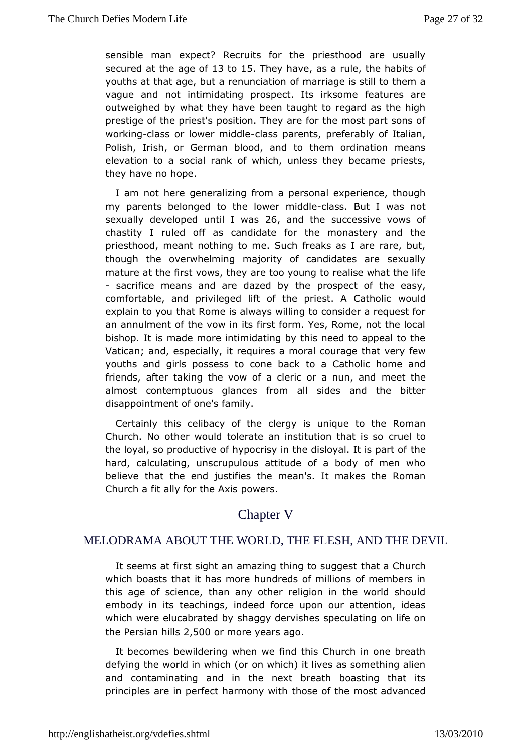sensible man expect? Recruits for the priesthood are usually secured at the age of 13 to 15. They have, as a rule, the habits of youths at that age, but a renunciation of marriage is still to them a vague and not intimidating prospect. Its irksome features are outweighed by what they have been taught to regard as the high prestige of the priest's position. They are for the most part sons of working-class or lower middle-class parents, preferably of Italian, Polish, Irish, or German blood, and to them ordination means elevation to a social rank of which, unless they became priests, they have no hope.

I am not here generalizing from a personal experience, though my parents belonged to the lower middle-class. But I was not sexually developed until I was 26, and the successive vows of chastity I ruled off as candidate for the monastery and the priesthood, meant nothing to me. Such freaks as I are rare, but, though the overwhelming majority of candidates are sexually mature at the first vows, they are too young to realise what the life - sacrifice means and are dazed by the prospect of the easy, comfortable, and privileged lift of the priest. A Catholic would explain to you that Rome is always willing to consider a request for an annulment of the vow in its first form. Yes, Rome, not the local bishop. It is made more intimidating by this need to appeal to the Vatican; and, especially, it requires a moral courage that very few youths and girls possess to cone back to a Catholic home and friends, after taking the vow of a cleric or a nun, and meet the almost contemptuous glances from all sides and the bitter disappointment of one's family.

Certainly this celibacy of the clergy is unique to the Roman Church. No other would tolerate an institution that is so cruel to the loyal, so productive of hypocrisy in the disloyal. It is part of the hard, calculating, unscrupulous attitude of a body of men who believe that the end justifies the mean's. It makes the Roman Church a fit ally for the Axis powers.

# Chapter V

## MELODRAMA ABOUT THE WORLD, THE FLESH, AND THE DEVIL

It seems at first sight an amazing thing to suggest that a Church which boasts that it has more hundreds of millions of members in this age of science, than any other religion in the world should embody in its teachings, indeed force upon our attention, ideas which were elucabrated by shaggy dervishes speculating on life on the Persian hills 2,500 or more years ago.

It becomes bewildering when we find this Church in one breath defying the world in which (or on which) it lives as something alien and contaminating and in the next breath boasting that its principles are in perfect harmony with those of the most advanced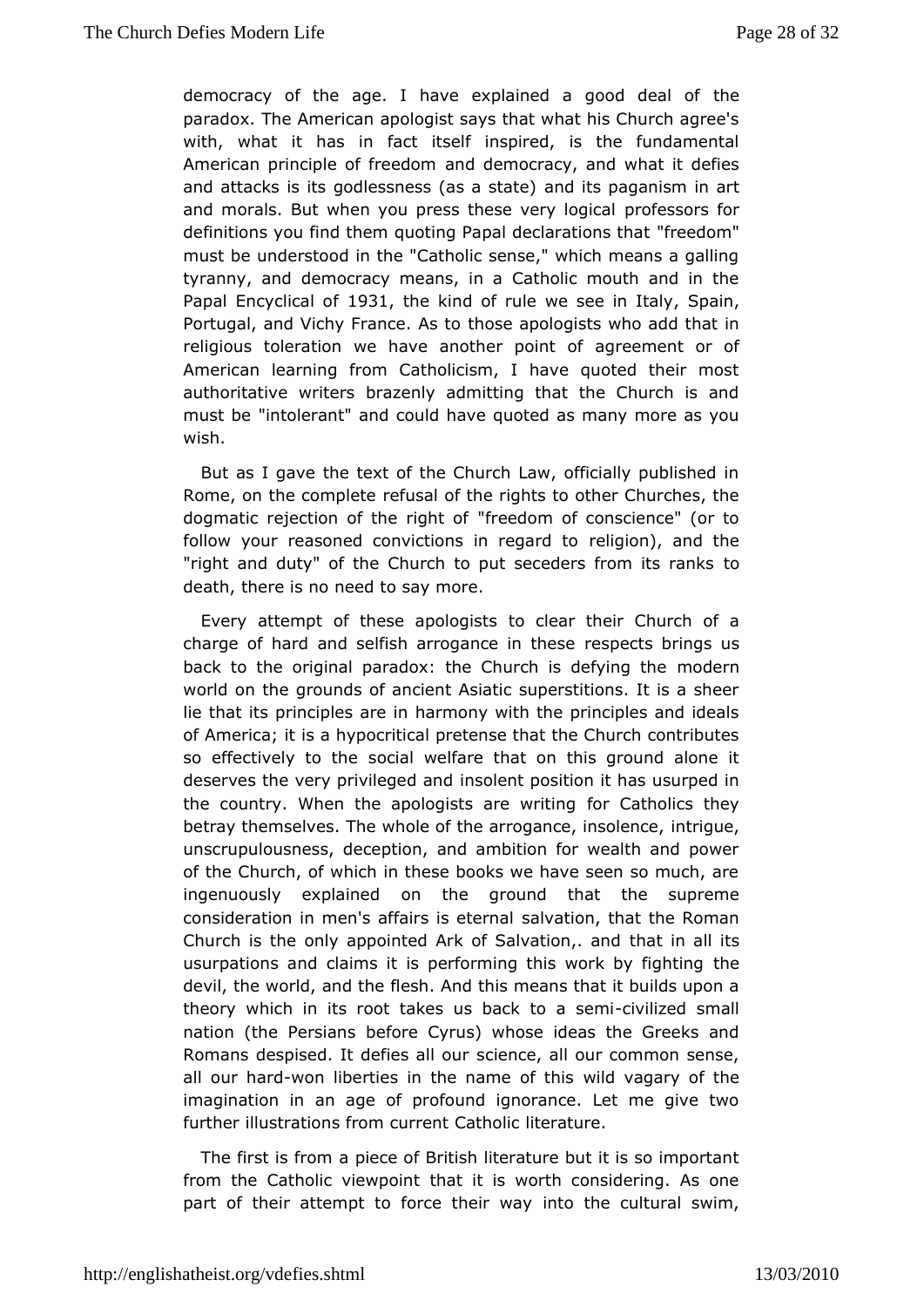democracy of the age. I have explained a good deal of the paradox. The American apologist says that what his Church agree's with, what it has in fact itself inspired, is the fundamental American principle of freedom and democracy, and what it defies and attacks is its godlessness (as a state) and its paganism in art and morals. But when you press these very logical professors for definitions you find them quoting Papal declarations that "freedom" must be understood in the "Catholic sense," which means a galling tyranny, and democracy means, in a Catholic mouth and in the Papal Encyclical of 1931, the kind of rule we see in Italy, Spain, Portugal, and Vichy France. As to those apologists who add that in religious toleration we have another point of agreement or of American learning from Catholicism, I have quoted their most authoritative writers brazenly admitting that the Church is and must be "intolerant" and could have quoted as many more as you wish.

But as I gave the text of the Church Law, officially published in Rome, on the complete refusal of the rights to other Churches, the dogmatic rejection of the right of "freedom of conscience" (or to follow your reasoned convictions in regard to religion), and the "right and duty" of the Church to put seceders from its ranks to death, there is no need to say more.

Every attempt of these apologists to clear their Church of a charge of hard and selfish arrogance in these respects brings us back to the original paradox: the Church is defying the modern world on the grounds of ancient Asiatic superstitions. It is a sheer lie that its principles are in harmony with the principles and ideals of America; it is a hypocritical pretense that the Church contributes so effectively to the social welfare that on this ground alone it deserves the very privileged and insolent position it has usurped in the country. When the apologists are writing for Catholics they betray themselves. The whole of the arrogance, insolence, intrigue, unscrupulousness, deception, and ambition for wealth and power of the Church, of which in these books we have seen so much, are ingenuously explained on the ground that the supreme consideration in men's affairs is eternal salvation, that the Roman Church is the only appointed Ark of Salvation,. and that in all its usurpations and claims it is performing this work by fighting the devil, the world, and the flesh. And this means that it builds upon a theory which in its root takes us back to a semi-civilized small nation (the Persians before Cyrus) whose ideas the Greeks and Romans despised. It defies all our science, all our common sense, all our hard-won liberties in the name of this wild vagary of the imagination in an age of profound ignorance. Let me give two further illustrations from current Catholic literature.

The first is from a piece of British literature but it is so important from the Catholic viewpoint that it is worth considering. As one part of their attempt to force their way into the cultural swim,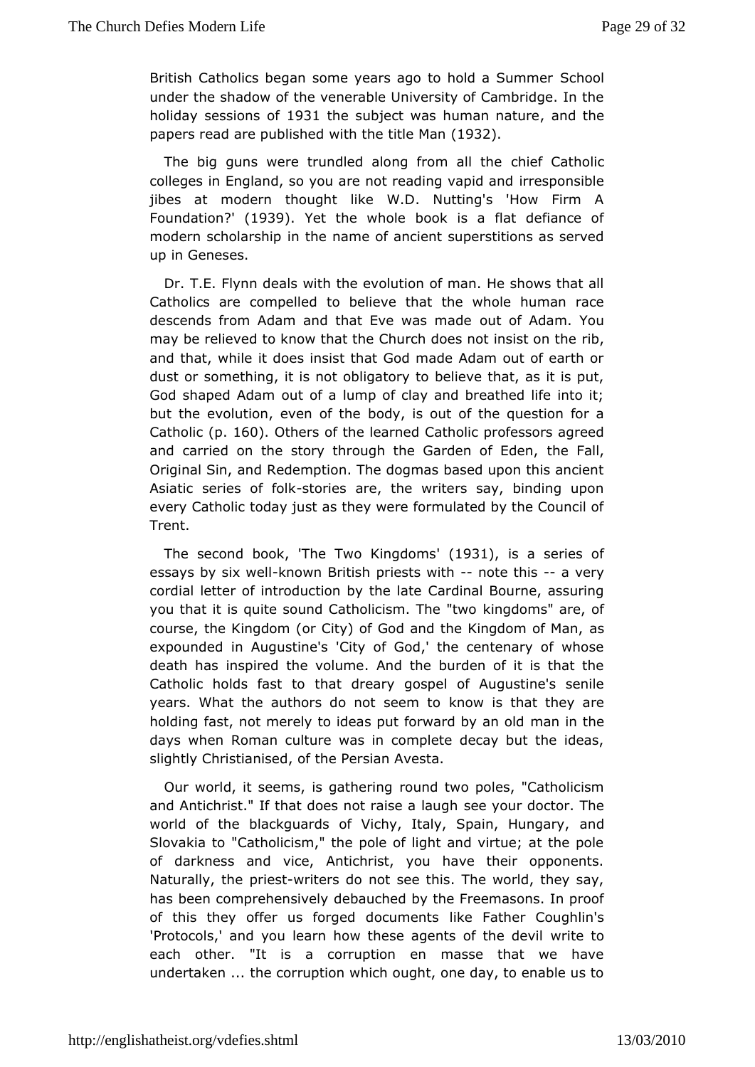British Catholics began some years ago to hold a Summer School under the shadow of the venerable University of Cambridge. In the holiday sessions of 1931 the subject was human nature, and the papers read are published with the title Man (1932).

The big guns were trundled along from all the chief Catholic colleges in England, so you are not reading vapid and irresponsible jibes at modern thought like W.D. Nutting's 'How Firm A Foundation?' (1939). Yet the whole book is a flat defiance of modern scholarship in the name of ancient superstitions as served up in Geneses.

Dr. T.E. Flynn deals with the evolution of man. He shows that all Catholics are compelled to believe that the whole human race descends from Adam and that Eve was made out of Adam. You may be relieved to know that the Church does not insist on the rib, and that, while it does insist that God made Adam out of earth or dust or something, it is not obligatory to believe that, as it is put, God shaped Adam out of a lump of clay and breathed life into it; but the evolution, even of the body, is out of the question for a Catholic (p. 160). Others of the learned Catholic professors agreed and carried on the story through the Garden of Eden, the Fall, Original Sin, and Redemption. The dogmas based upon this ancient Asiatic series of folk-stories are, the writers say, binding upon every Catholic today just as they were formulated by the Council of Trent.

The second book, 'The Two Kingdoms' (1931), is a series of essays by six well-known British priests with -- note this -- a very cordial letter of introduction by the late Cardinal Bourne, assuring you that it is quite sound Catholicism. The "two kingdoms" are, of course, the Kingdom (or City) of God and the Kingdom of Man, as expounded in Augustine's 'City of God,' the centenary of whose death has inspired the volume. And the burden of it is that the Catholic holds fast to that dreary gospel of Augustine's senile years. What the authors do not seem to know is that they are holding fast, not merely to ideas put forward by an old man in the days when Roman culture was in complete decay but the ideas, slightly Christianised, of the Persian Avesta.

Our world, it seems, is gathering round two poles, "Catholicism and Antichrist." If that does not raise a laugh see your doctor. The world of the blackguards of Vichy, Italy, Spain, Hungary, and Slovakia to "Catholicism," the pole of light and virtue; at the pole of darkness and vice, Antichrist, you have their opponents. Naturally, the priest-writers do not see this. The world, they say, has been comprehensively debauched by the Freemasons. In proof of this they offer us forged documents like Father Coughlin's 'Protocols,' and you learn how these agents of the devil write to each other. "It is a corruption en masse that we have undertaken ... the corruption which ought, one day, to enable us to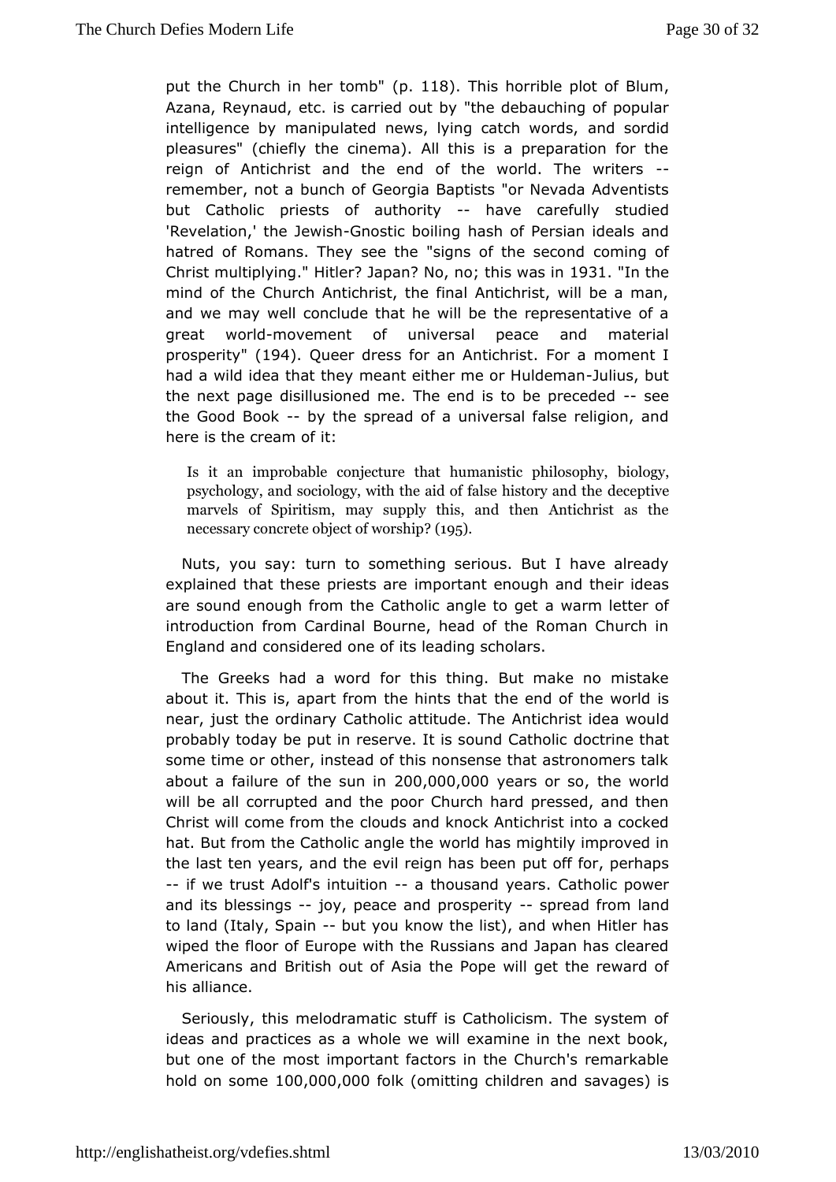put the Church in her tomb" (p. 118). This horrible plot of Blum, Azana, Reynaud, etc. is carried out by "the debauching of popular intelligence by manipulated news, lying catch words, and sordid pleasures" (chiefly the cinema). All this is a preparation for the reign of Antichrist and the end of the world. The writers -- remember, not a bunch of Georgia Baptists "or Nevada Adventists but Catholic priests of authority -- have carefully studied 'Revelation,' the Jewish-Gnostic boiling hash of Persian ideals and hatred of Romans. They see the "signs of the second coming of Christ multiplying." Hitler? Japan? No, no; this was in 1931. "In the mind of the Church Antichrist, the final Antichrist, will be a man, and we may well conclude that he will be the representative of a great world-movement of universal peace and material prosperity" (194). Queer dress for an Antichrist. For a moment I had a wild idea that they meant either me or Huldeman-Julius, but the next page disillusioned me. The end is to be preceded -- see the Good Book -- by the spread of a universal false religion, and here is the cream of it:

> Is it an improbable conjecture that humanistic philosophy, biology, psychology, and sociology, with the aid of false history and the deceptive marvels of Spiritism, may supply this, and then Antichrist as the necessary concrete object of worship? (195).

Nuts, you say: turn to something serious. But I have already explained that these priests are important enough and their ideas are sound enough from the Catholic angle to get a warm letter of introduction from Cardinal Bourne, head of the Roman Church in England and considered one of its leading scholars.

The Greeks had a word for this thing. But make no mistake about it. This is, apart from the hints that the end of the world is near, just the ordinary Catholic attitude. The Antichrist idea would probably today be put in reserve. It is sound Catholic doctrine that some time or other, instead of this nonsense that astronomers talk about a failure of the sun in 200,000,000 years or so, the world will be all corrupted and the poor Church hard pressed, and then Christ will come from the clouds and knock Antichrist into a cocked hat. But from the Catholic angle the world has mightily improved in the last ten years, and the evil reign has been put off for, perhaps -- if we trust Adolf's intuition -- a thousand years. Catholic power and its blessings -- joy, peace and prosperity -- spread from land to land (Italy, Spain -- but you know the list), and when Hitler has wiped the floor of Europe with the Russians and Japan has cleared Americans and British out of Asia the Pope will get the reward of his alliance.

Seriously, this melodramatic stuff is Catholicism. The system of ideas and practices as a whole we will examine in the next book, but one of the most important factors in the Church's remarkable hold on some 100,000,000 folk (omitting children and savages) is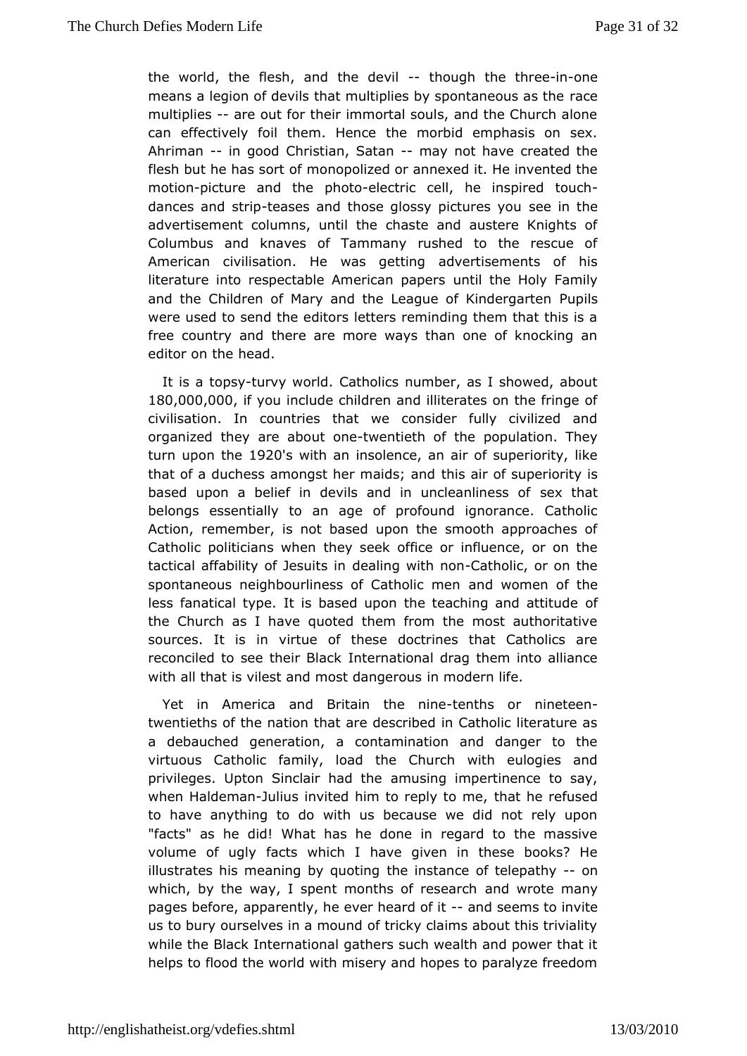the world, the flesh, and the devil -- though the three-in-one means a legion of devils that multiplies by spontaneous as the race multiplies -- are out for their immortal souls, and the Church alone can effectively foil them. Hence the morbid emphasis on sex. Ahriman -- in good Christian, Satan -- may not have created the flesh but he has sort of monopolized or annexed it. He invented the motion-picture and the photo-electric cell, he inspired touch-dances and strip-teases and those glossy pictures you see in the advertisement columns, until the chaste and austere Knights of Columbus and knaves of Tammany rushed to the rescue of American civilisation. He was getting advertisements of his literature into respectable American papers until the Holy Family and the Children of Mary and the League of Kindergarten Pupils were used to send the editors letters reminding them that this is a free country and there are more ways than one of knocking an editor on the head.

It is a topsy-turvy world. Catholics number, as I showed, about 180,000,000, if you include children and illiterates on the fringe of civilisation. In countries that we consider fully civilized and organized they are about one-twentieth of the population. They turn upon the 1920's with an insolence, an air of superiority, like that of a duchess amongst her maids; and this air of superiority is based upon a belief in devils and in uncleanliness of sex that belongs essentially to an age of profound ignorance. Catholic Action, remember, is not based upon the smooth approaches of Catholic politicians when they seek office or influence, or on the tactical affability of Jesuits in dealing with non-Catholic, or on the spontaneous neighbourliness of Catholic men and women of the less fanatical type. It is based upon the teaching and attitude of the Church as I have quoted them from the most authoritative sources. It is in virtue of these doctrines that Catholics are reconciled to see their Black International drag them into alliance with all that is vilest and most dangerous in modern life.

Yet in America and Britain the nine-tenths or nineteen-twentieths of the nation that are described in Catholic literature as a debauched generation, a contamination and danger to the virtuous Catholic family, load the Church with eulogies and privileges. Upton Sinclair had the amusing impertinence to say, when Haldeman-Julius invited him to reply to me, that he refused to have anything to do with us because we did not rely upon "facts" as he did! What has he done in regard to the massive volume of ugly facts which I have given in these books? He illustrates his meaning by quoting the instance of telepathy -- on which, by the way, I spent months of research and wrote many pages before, apparently, he ever heard of it -- and seems to invite us to bury ourselves in a mound of tricky claims about this triviality while the Black International gathers such wealth and power that it helps to flood the world with misery and hopes to paralyze freedom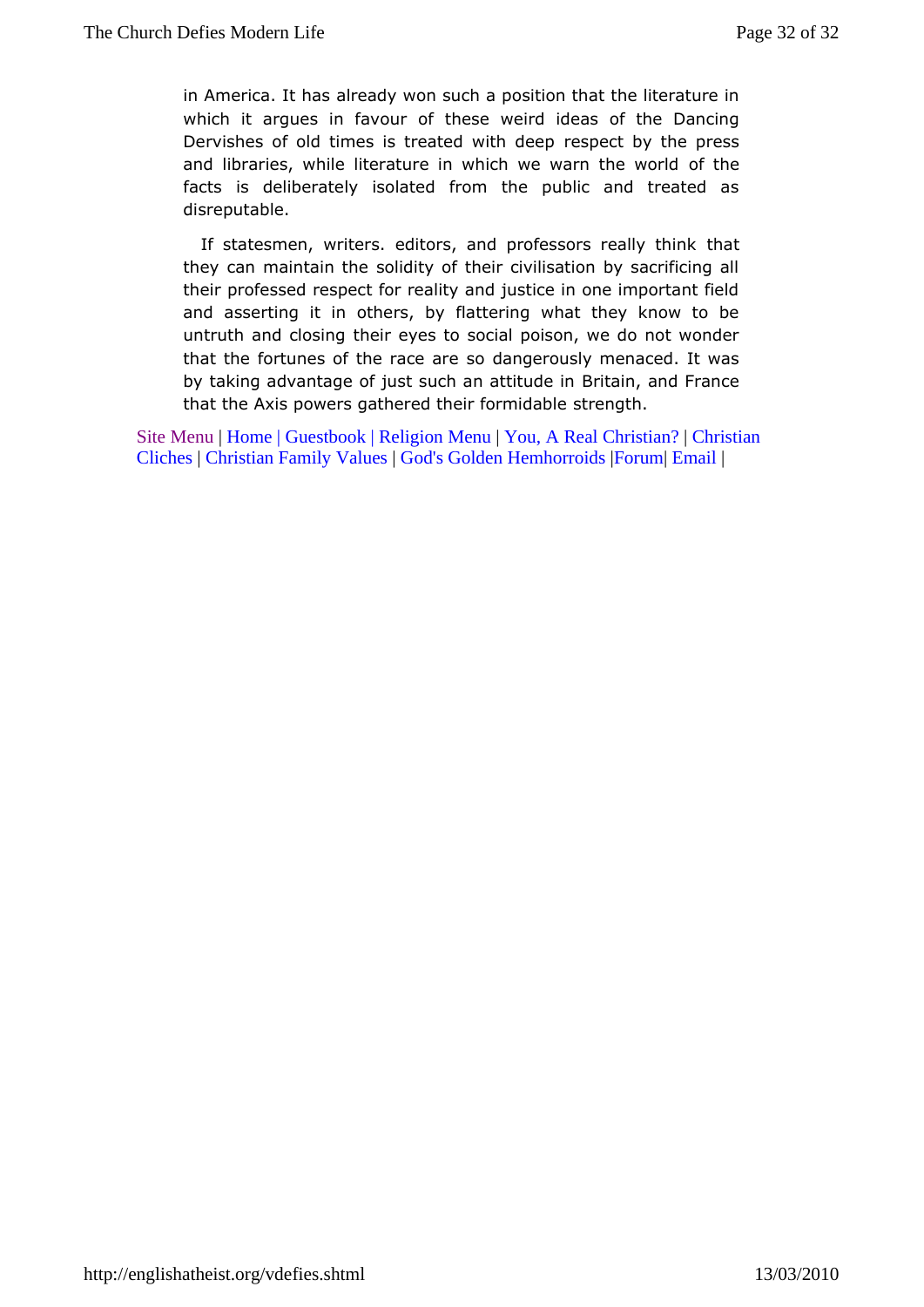in America. It has already won such a position that the literature in which it argues in favour of these weird ideas of the Dancing Dervishes of old times is treated with deep respect by the press and libraries, while literature in which we warn the world of the facts is deliberately isolated from the public and treated as disreputable.

If statesmen, writers. editors, and professors really think that they can maintain the solidity of their civilisation by sacrificing all their professed respect for reality and justice in one important field and asserting it in others, by flattering what they know to be untruth and closing their eyes to social poison, we do not wonder that the fortunes of the race are so dangerously menaced. It was by taking advantage of just such an attitude in Britain, and France that the Axis powers gathered their formidable strength.

Site Menu | Home | Guestbook | Religion Menu | You, A Real Christian? | Christian Cliches | Christian Family Values | God's Golden Hemhorroids |Forum| Email |